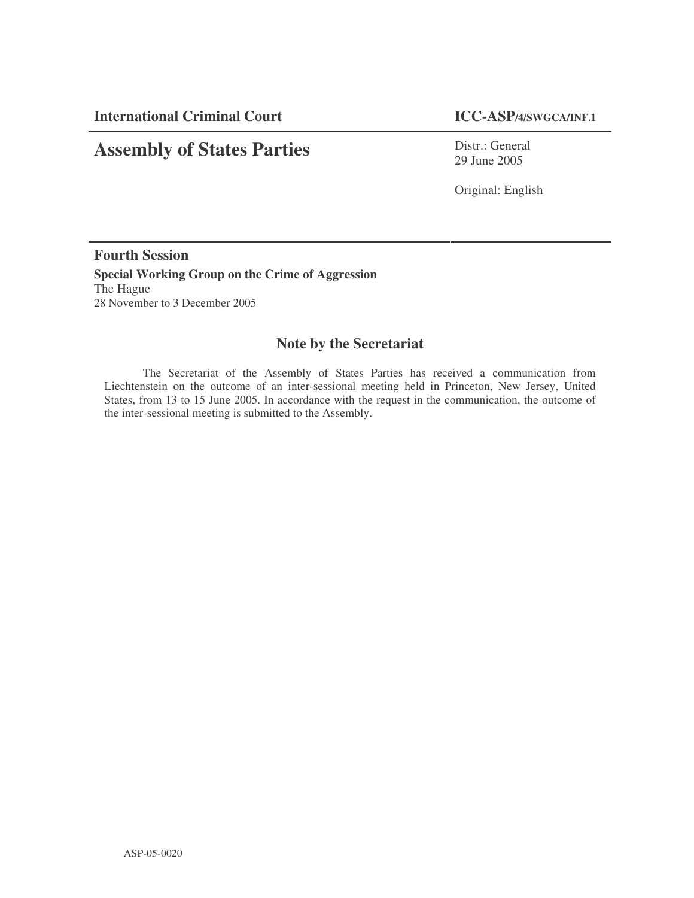**International Criminal Court** **ICC-ASP/4/SWGCA/INF.1**

# Assembly of States Parties

Distr.: General
29 June 2005

Original: English

**Fourth Session**

**Special Working Group on the Crime of Aggression**
The Hague
28 November to 3 December 2005

## Note by the Secretariat

The Secretariat of the Assembly of States Parties has received a communication from Liechtenstein on the outcome of an inter-sessional meeting held in Princeton, New Jersey, United States, from 13 to 15 June 2005. In accordance with the request in the communication, the outcome of the inter-sessional meeting is submitted to the Assembly.

ASP-05-0020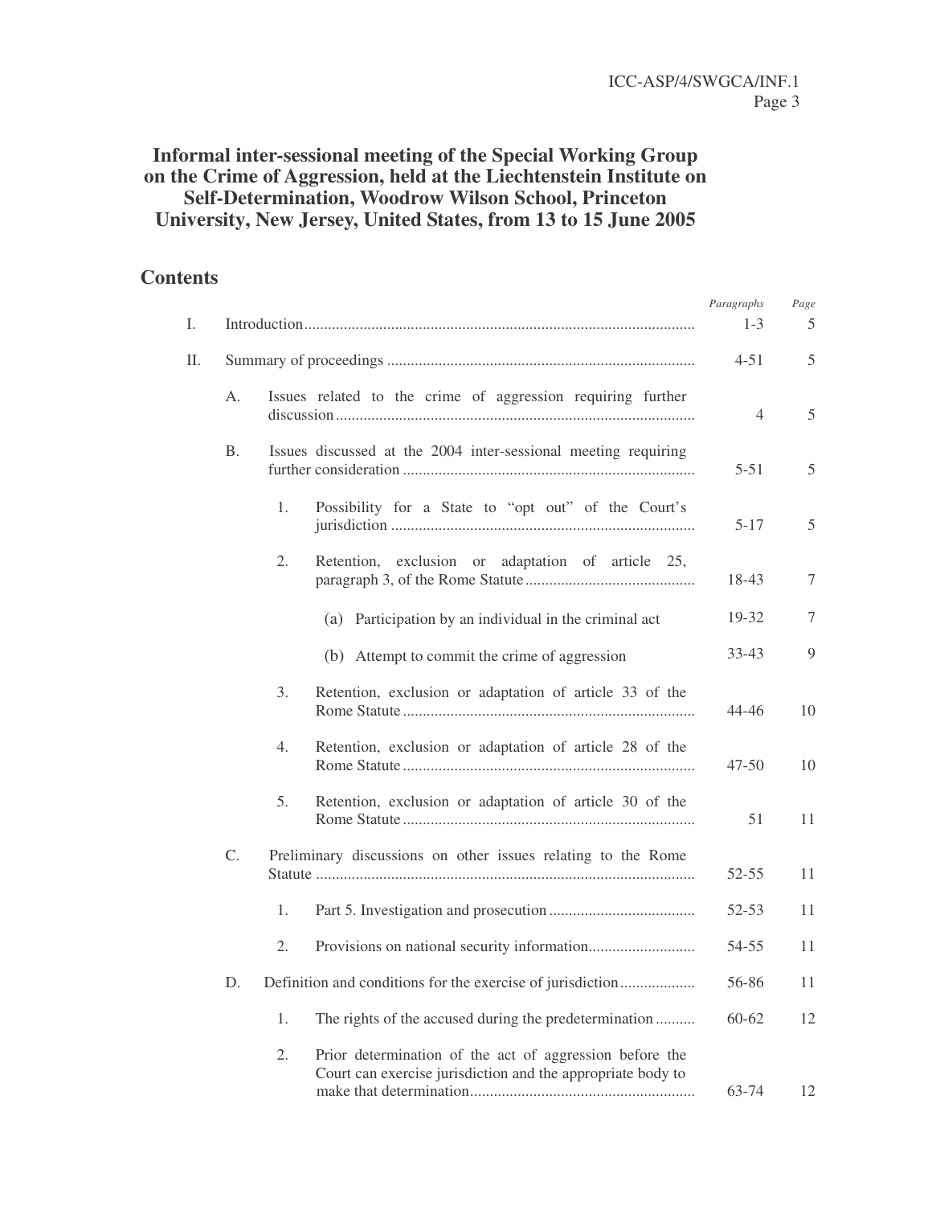# Informal inter-sessional meeting of the Special Working Group on the Crime of Aggression, held at the Liechtenstein Institute on Self-Determination, Woodrow Wilson School, Princeton University, New Jersey, United States, from 13 to 15 June 2005

## Contents

| | | | | | *Paragraphs* | *Page* |
|---|---|---|---|---|---|---|
| I. | Introduction | | | | 1-3 | 5 |
| II. | Summary of proceedings | | | | 4-51 | 5 |
| | A. | Issues related to the crime of aggression requiring further discussion | | | 4 | 5 |
| | B. | Issues discussed at the 2004 inter-sessional meeting requiring further consideration | | | 5-51 | 5 |
| | | 1. | Possibility for a State to "opt out" of the Court's jurisdiction | | 5-17 | 5 |
| | | 2. | Retention, exclusion or adaptation of article 25, paragraph 3, of the Rome Statute | | 18-43 | 7 |
| | | | (a) | Participation by an individual in the criminal act | 19-32 | 7 |
| | | | (b) | Attempt to commit the crime of aggression | 33-43 | 9 |
| | | 3. | Retention, exclusion or adaptation of article 33 of the Rome Statute | | 44-46 | 10 |
| | | 4. | Retention, exclusion or adaptation of article 28 of the Rome Statute | | 47-50 | 10 |
| | | 5. | Retention, exclusion or adaptation of article 30 of the Rome Statute | | 51 | 11 |
| | C. | Preliminary discussions on other issues relating to the Rome Statute | | | 52-55 | 11 |
| | | 1. | Part 5. Investigation and prosecution | | 52-53 | 11 |
| | | 2. | Provisions on national security information | | 54-55 | 11 |
| | D. | Definition and conditions for the exercise of jurisdiction | | | 56-86 | 11 |
| | | 1. | The rights of the accused during the predetermination | | 60-62 | 12 |
| | | 2. | Prior determination of the act of aggression before the Court can exercise jurisdiction and the appropriate body to make that determination | | 63-74 | 12 |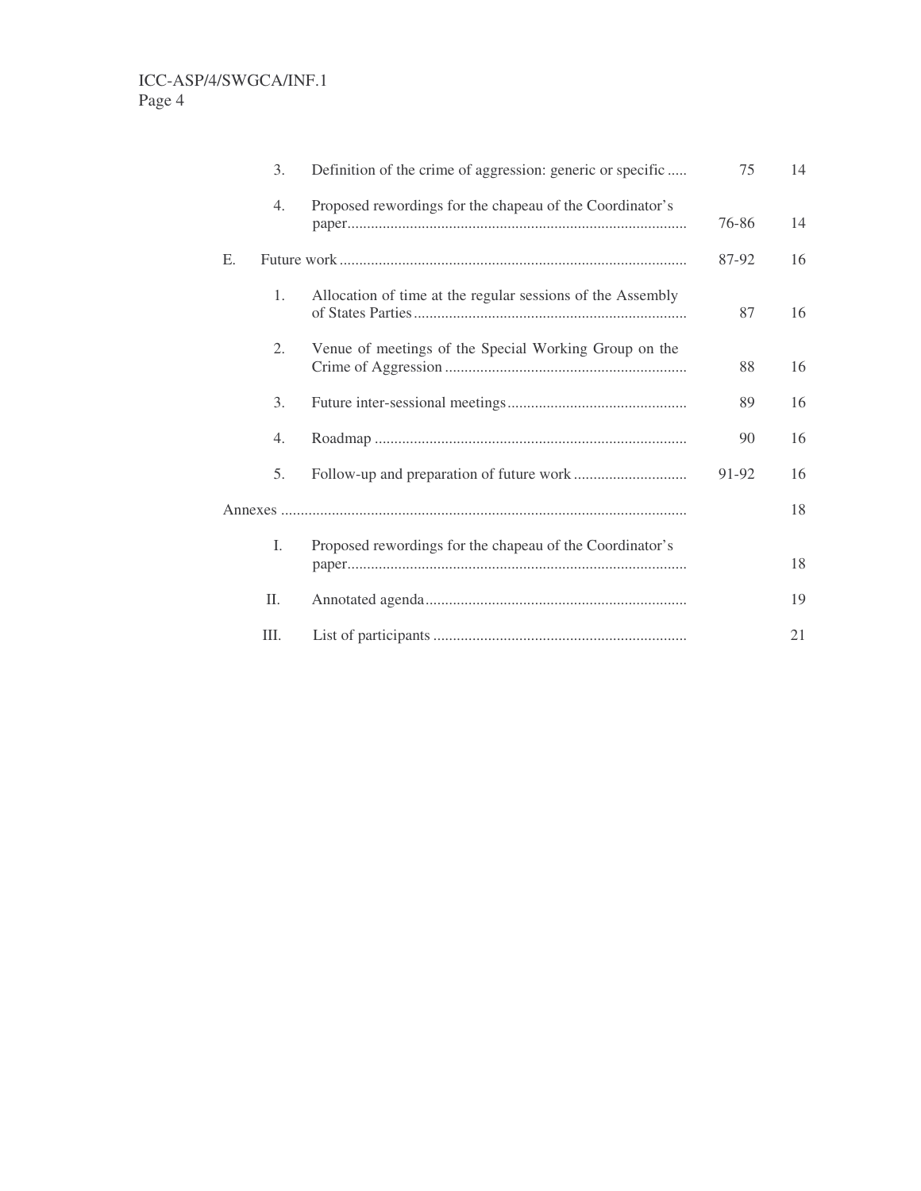| | | | Paragraphs | Page |
|---|---|---|---|---|
| | 3. | Definition of the crime of aggression: generic or specific | 75 | 14 |
| | 4. | Proposed rewordings for the chapeau of the Coordinator's paper | 76-86 | 14 |
| E. | | Future work | 87-92 | 16 |
| | 1. | Allocation of time at the regular sessions of the Assembly of States Parties | 87 | 16 |
| | 2. | Venue of meetings of the Special Working Group on the Crime of Aggression | 88 | 16 |
| | 3. | Future inter-sessional meetings | 89 | 16 |
| | 4. | Roadmap | 90 | 16 |
| | 5. | Follow-up and preparation of future work | 91-92 | 16 |
| Annexes | | | | 18 |
| | I. | Proposed rewordings for the chapeau of the Coordinator's paper | | 18 |
| | II. | Annotated agenda | | 19 |
| | III. | List of participants | | 21 |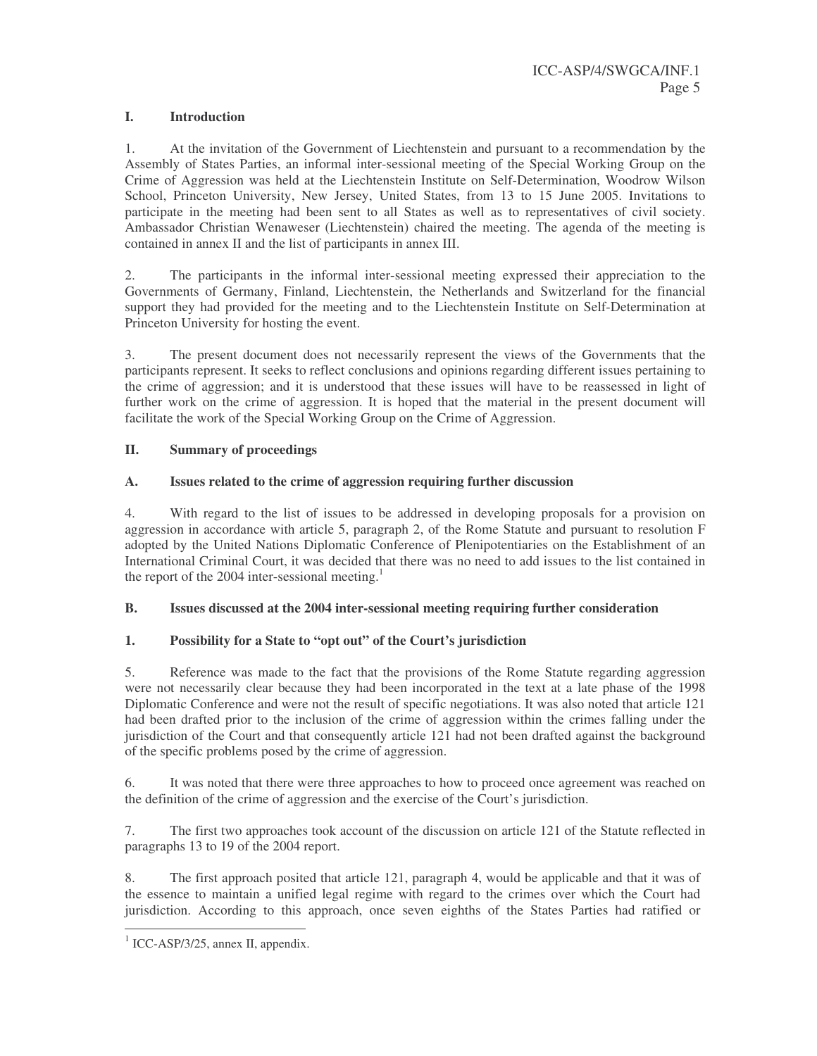## I. Introduction

1. At the invitation of the Government of Liechtenstein and pursuant to a recommendation by the Assembly of States Parties, an informal inter-sessional meeting of the Special Working Group on the Crime of Aggression was held at the Liechtenstein Institute on Self-Determination, Woodrow Wilson School, Princeton University, New Jersey, United States, from 13 to 15 June 2005. Invitations to participate in the meeting had been sent to all States as well as to representatives of civil society. Ambassador Christian Wenaweser (Liechtenstein) chaired the meeting. The agenda of the meeting is contained in annex II and the list of participants in annex III.

2. The participants in the informal inter-sessional meeting expressed their appreciation to the Governments of Germany, Finland, Liechtenstein, the Netherlands and Switzerland for the financial support they had provided for the meeting and to the Liechtenstein Institute on Self-Determination at Princeton University for hosting the event.

3. The present document does not necessarily represent the views of the Governments that the participants represent. It seeks to reflect conclusions and opinions regarding different issues pertaining to the crime of aggression; and it is understood that these issues will have to be reassessed in light of further work on the crime of aggression. It is hoped that the material in the present document will facilitate the work of the Special Working Group on the Crime of Aggression.

## II. Summary of proceedings

### A. Issues related to the crime of aggression requiring further discussion

4. With regard to the list of issues to be addressed in developing proposals for a provision on aggression in accordance with article 5, paragraph 2, of the Rome Statute and pursuant to resolution F adopted by the United Nations Diplomatic Conference of Plenipotentiaries on the Establishment of an International Criminal Court, it was decided that there was no need to add issues to the list contained in the report of the 2004 inter-sessional meeting.[1]

### B. Issues discussed at the 2004 inter-sessional meeting requiring further consideration

#### 1. Possibility for a State to "opt out" of the Court's jurisdiction

5. Reference was made to the fact that the provisions of the Rome Statute regarding aggression were not necessarily clear because they had been incorporated in the text at a late phase of the 1998 Diplomatic Conference and were not the result of specific negotiations. It was also noted that article 121 had been drafted prior to the inclusion of the crime of aggression within the crimes falling under the jurisdiction of the Court and that consequently article 121 had not been drafted against the background of the specific problems posed by the crime of aggression.

6. It was noted that there were three approaches to how to proceed once agreement was reached on the definition of the crime of aggression and the exercise of the Court's jurisdiction.

7. The first two approaches took account of the discussion on article 121 of the Statute reflected in paragraphs 13 to 19 of the 2004 report.

8. The first approach posited that article 121, paragraph 4, would be applicable and that it was of the essence to maintain a unified legal regime with regard to the crimes over which the Court had jurisdiction. According to this approach, once seven eighths of the States Parties had ratified or

---

[1] ICC-ASP/3/25, annex II, appendix.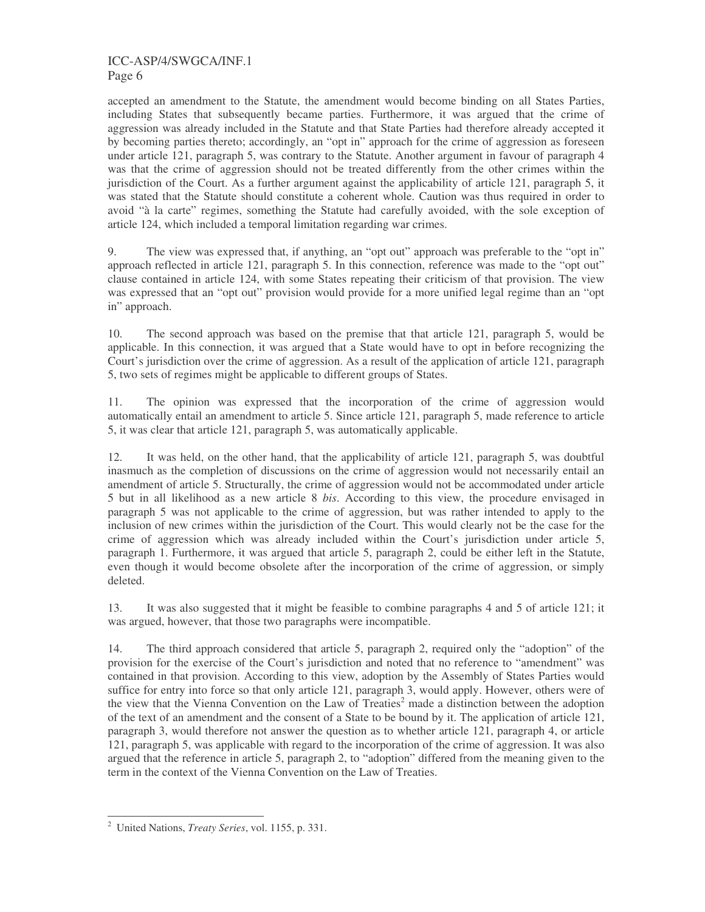accepted an amendment to the Statute, the amendment would become binding on all States Parties, including States that subsequently became parties. Furthermore, it was argued that the crime of aggression was already included in the Statute and that State Parties had therefore already accepted it by becoming parties thereto; accordingly, an "opt in" approach for the crime of aggression as foreseen under article 121, paragraph 5, was contrary to the Statute. Another argument in favour of paragraph 4 was that the crime of aggression should not be treated differently from the other crimes within the jurisdiction of the Court. As a further argument against the applicability of article 121, paragraph 5, it was stated that the Statute should constitute a coherent whole. Caution was thus required in order to avoid "à la carte" regimes, something the Statute had carefully avoided, with the sole exception of article 124, which included a temporal limitation regarding war crimes.

9. The view was expressed that, if anything, an "opt out" approach was preferable to the "opt in" approach reflected in article 121, paragraph 5. In this connection, reference was made to the "opt out" clause contained in article 124, with some States repeating their criticism of that provision. The view was expressed that an "opt out" provision would provide for a more unified legal regime than an "opt in" approach.

10. The second approach was based on the premise that that article 121, paragraph 5, would be applicable. In this connection, it was argued that a State would have to opt in before recognizing the Court's jurisdiction over the crime of aggression. As a result of the application of article 121, paragraph 5, two sets of regimes might be applicable to different groups of States.

11. The opinion was expressed that the incorporation of the crime of aggression would automatically entail an amendment to article 5. Since article 121, paragraph 5, made reference to article 5, it was clear that article 121, paragraph 5, was automatically applicable.

12. It was held, on the other hand, that the applicability of article 121, paragraph 5, was doubtful inasmuch as the completion of discussions on the crime of aggression would not necessarily entail an amendment of article 5. Structurally, the crime of aggression would not be accommodated under article 5 but in all likelihood as a new article 8 *bis*. According to this view, the procedure envisaged in paragraph 5 was not applicable to the crime of aggression, but was rather intended to apply to the inclusion of new crimes within the jurisdiction of the Court. This would clearly not be the case for the crime of aggression which was already included within the Court's jurisdiction under article 5, paragraph 1. Furthermore, it was argued that article 5, paragraph 2, could be either left in the Statute, even though it would become obsolete after the incorporation of the crime of aggression, or simply deleted.

13. It was also suggested that it might be feasible to combine paragraphs 4 and 5 of article 121; it was argued, however, that those two paragraphs were incompatible.

14. The third approach considered that article 5, paragraph 2, required only the "adoption" of the provision for the exercise of the Court's jurisdiction and noted that no reference to "amendment" was contained in that provision. According to this view, adoption by the Assembly of States Parties would suffice for entry into force so that only article 121, paragraph 3, would apply. However, others were of the view that the Vienna Convention on the Law of Treaties[2] made a distinction between the adoption of the text of an amendment and the consent of a State to be bound by it. The application of article 121, paragraph 3, would therefore not answer the question as to whether article 121, paragraph 4, or article 121, paragraph 5, was applicable with regard to the incorporation of the crime of aggression. It was also argued that the reference in article 5, paragraph 2, to "adoption" differed from the meaning given to the term in the context of the Vienna Convention on the Law of Treaties.

---

[2] United Nations, *Treaty Series*, vol. 1155, p. 331.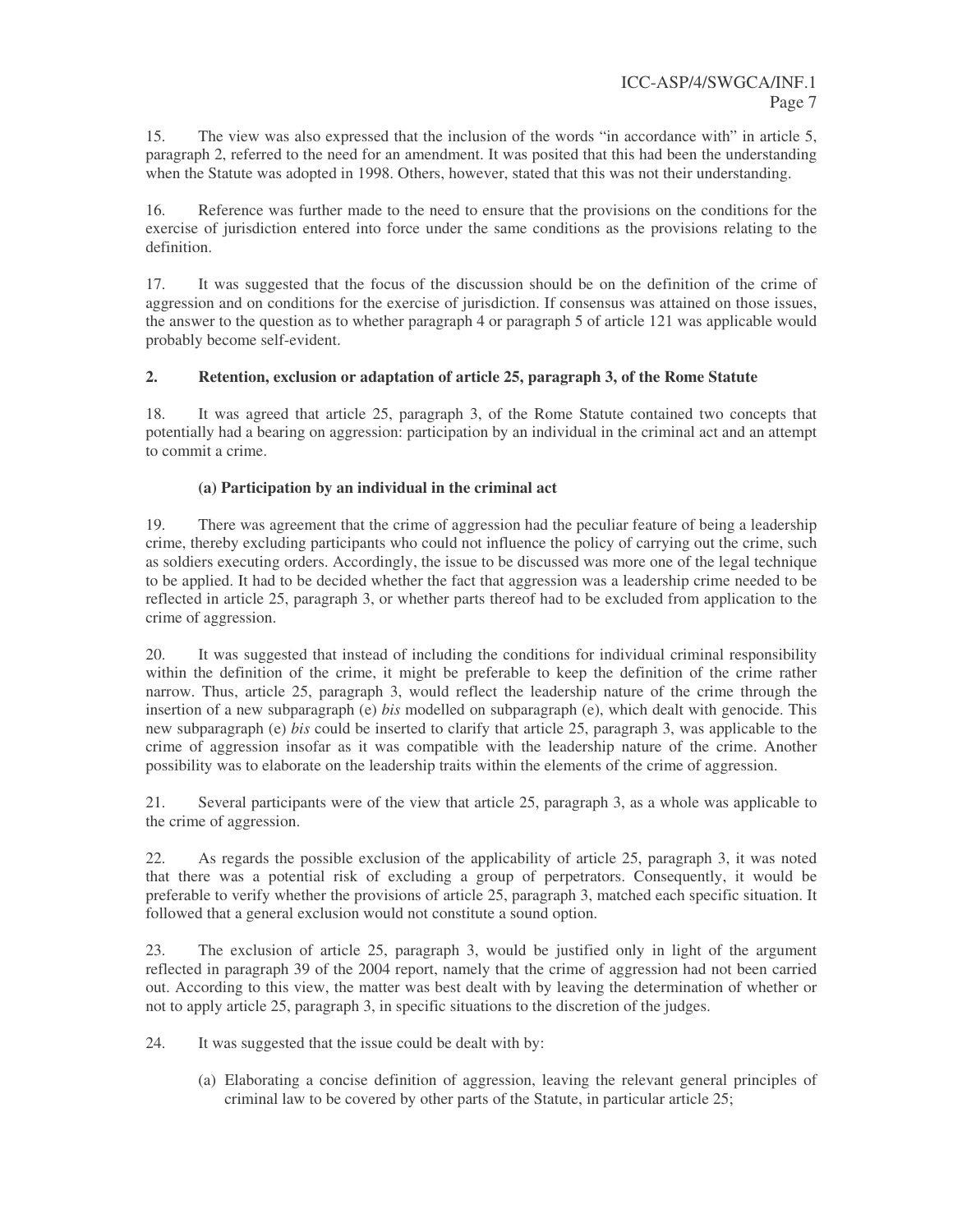15. The view was also expressed that the inclusion of the words "in accordance with" in article 5, paragraph 2, referred to the need for an amendment. It was posited that this had been the understanding when the Statute was adopted in 1998. Others, however, stated that this was not their understanding.

16. Reference was further made to the need to ensure that the provisions on the conditions for the exercise of jurisdiction entered into force under the same conditions as the provisions relating to the definition.

17. It was suggested that the focus of the discussion should be on the definition of the crime of aggression and on conditions for the exercise of jurisdiction. If consensus was attained on those issues, the answer to the question as to whether paragraph 4 or paragraph 5 of article 121 was applicable would probably become self-evident.

### 2. Retention, exclusion or adaptation of article 25, paragraph 3, of the Rome Statute

18. It was agreed that article 25, paragraph 3, of the Rome Statute contained two concepts that potentially had a bearing on aggression: participation by an individual in the criminal act and an attempt to commit a crime.

#### (a) Participation by an individual in the criminal act

19. There was agreement that the crime of aggression had the peculiar feature of being a leadership crime, thereby excluding participants who could not influence the policy of carrying out the crime, such as soldiers executing orders. Accordingly, the issue to be discussed was more one of the legal technique to be applied. It had to be decided whether the fact that aggression was a leadership crime needed to be reflected in article 25, paragraph 3, or whether parts thereof had to be excluded from application to the crime of aggression.

20. It was suggested that instead of including the conditions for individual criminal responsibility within the definition of the crime, it might be preferable to keep the definition of the crime rather narrow. Thus, article 25, paragraph 3, would reflect the leadership nature of the crime through the insertion of a new subparagraph (e) *bis* modelled on subparagraph (e), which dealt with genocide. This new subparagraph (e) *bis* could be inserted to clarify that article 25, paragraph 3, was applicable to the crime of aggression insofar as it was compatible with the leadership nature of the crime. Another possibility was to elaborate on the leadership traits within the elements of the crime of aggression.

21. Several participants were of the view that article 25, paragraph 3, as a whole was applicable to the crime of aggression.

22. As regards the possible exclusion of the applicability of article 25, paragraph 3, it was noted that there was a potential risk of excluding a group of perpetrators. Consequently, it would be preferable to verify whether the provisions of article 25, paragraph 3, matched each specific situation. It followed that a general exclusion would not constitute a sound option.

23. The exclusion of article 25, paragraph 3, would be justified only in light of the argument reflected in paragraph 39 of the 2004 report, namely that the crime of aggression had not been carried out. According to this view, the matter was best dealt with by leaving the determination of whether or not to apply article 25, paragraph 3, in specific situations to the discretion of the judges.

24. It was suggested that the issue could be dealt with by:

(a) Elaborating a concise definition of aggression, leaving the relevant general principles of criminal law to be covered by other parts of the Statute, in particular article 25;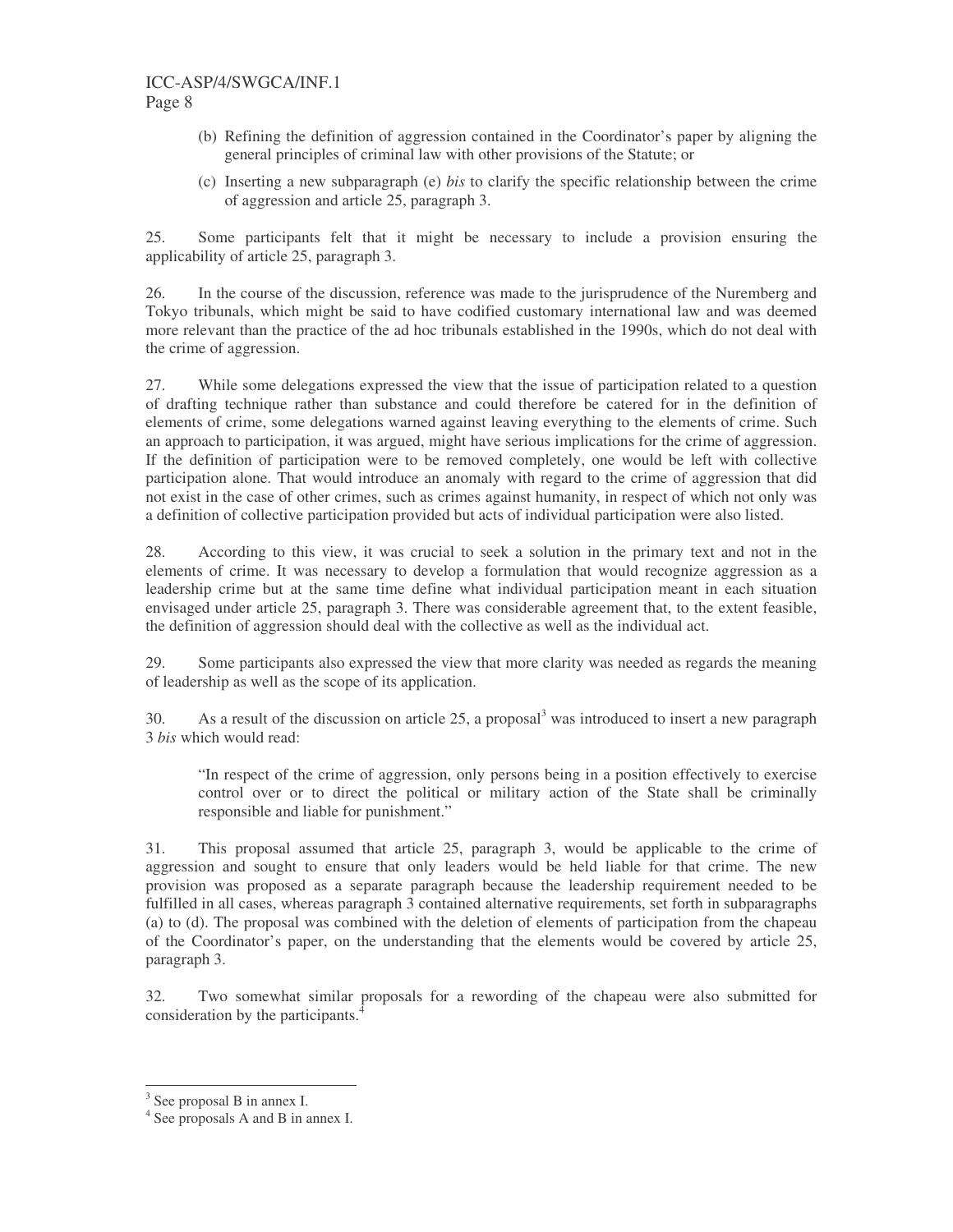(b) Refining the definition of aggression contained in the Coordinator's paper by aligning the general principles of criminal law with other provisions of the Statute; or

(c) Inserting a new subparagraph (e) *bis* to clarify the specific relationship between the crime of aggression and article 25, paragraph 3.

25. Some participants felt that it might be necessary to include a provision ensuring the applicability of article 25, paragraph 3.

26. In the course of the discussion, reference was made to the jurisprudence of the Nuremberg and Tokyo tribunals, which might be said to have codified customary international law and was deemed more relevant than the practice of the ad hoc tribunals established in the 1990s, which do not deal with the crime of aggression.

27. While some delegations expressed the view that the issue of participation related to a question of drafting technique rather than substance and could therefore be catered for in the definition of elements of crime, some delegations warned against leaving everything to the elements of crime. Such an approach to participation, it was argued, might have serious implications for the crime of aggression. If the definition of participation were to be removed completely, one would be left with collective participation alone. That would introduce an anomaly with regard to the crime of aggression that did not exist in the case of other crimes, such as crimes against humanity, in respect of which not only was a definition of collective participation provided but acts of individual participation were also listed.

28. According to this view, it was crucial to seek a solution in the primary text and not in the elements of crime. It was necessary to develop a formulation that would recognize aggression as a leadership crime but at the same time define what individual participation meant in each situation envisaged under article 25, paragraph 3. There was considerable agreement that, to the extent feasible, the definition of aggression should deal with the collective as well as the individual act.

29. Some participants also expressed the view that more clarity was needed as regards the meaning of leadership as well as the scope of its application.

30. As a result of the discussion on article 25, a proposal[3] was introduced to insert a new paragraph 3 *bis* which would read:

> "In respect of the crime of aggression, only persons being in a position effectively to exercise control over or to direct the political or military action of the State shall be criminally responsible and liable for punishment."

31. This proposal assumed that article 25, paragraph 3, would be applicable to the crime of aggression and sought to ensure that only leaders would be held liable for that crime. The new provision was proposed as a separate paragraph because the leadership requirement needed to be fulfilled in all cases, whereas paragraph 3 contained alternative requirements, set forth in subparagraphs (a) to (d). The proposal was combined with the deletion of elements of participation from the chapeau of the Coordinator's paper, on the understanding that the elements would be covered by article 25, paragraph 3.

32. Two somewhat similar proposals for a rewording of the chapeau were also submitted for consideration by the participants.[4]

---

[3] See proposal B in annex I.

[4] See proposals A and B in annex I.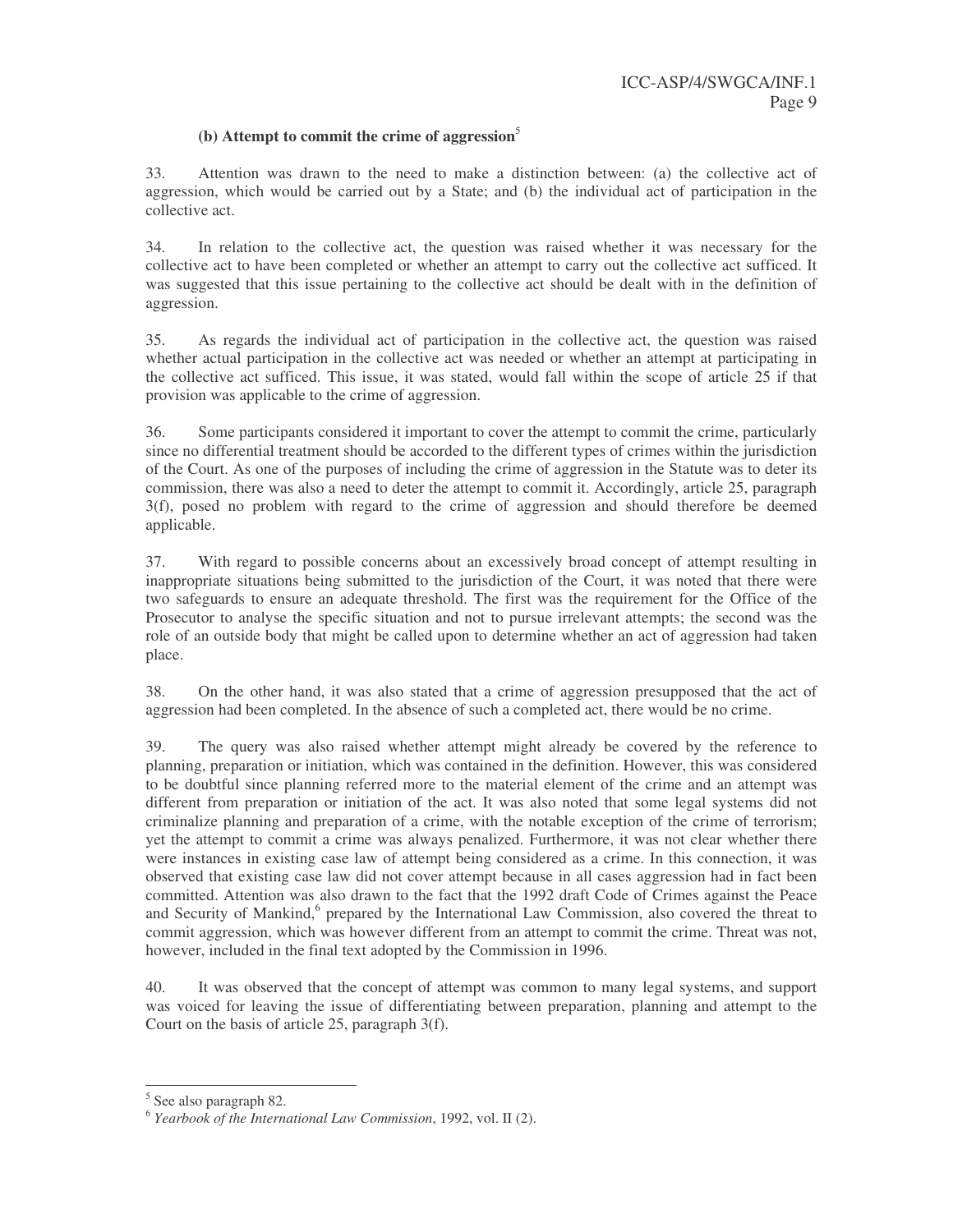### (b) Attempt to commit the crime of aggression[5]

33. Attention was drawn to the need to make a distinction between: (a) the collective act of aggression, which would be carried out by a State; and (b) the individual act of participation in the collective act.

34. In relation to the collective act, the question was raised whether it was necessary for the collective act to have been completed or whether an attempt to carry out the collective act sufficed. It was suggested that this issue pertaining to the collective act should be dealt with in the definition of aggression.

35. As regards the individual act of participation in the collective act, the question was raised whether actual participation in the collective act was needed or whether an attempt at participating in the collective act sufficed. This issue, it was stated, would fall within the scope of article 25 if that provision was applicable to the crime of aggression.

36. Some participants considered it important to cover the attempt to commit the crime, particularly since no differential treatment should be accorded to the different types of crimes within the jurisdiction of the Court. As one of the purposes of including the crime of aggression in the Statute was to deter its commission, there was also a need to deter the attempt to commit it. Accordingly, article 25, paragraph 3(f), posed no problem with regard to the crime of aggression and should therefore be deemed applicable.

37. With regard to possible concerns about an excessively broad concept of attempt resulting in inappropriate situations being submitted to the jurisdiction of the Court, it was noted that there were two safeguards to ensure an adequate threshold. The first was the requirement for the Office of the Prosecutor to analyse the specific situation and not to pursue irrelevant attempts; the second was the role of an outside body that might be called upon to determine whether an act of aggression had taken place.

38. On the other hand, it was also stated that a crime of aggression presupposed that the act of aggression had been completed. In the absence of such a completed act, there would be no crime.

39. The query was also raised whether attempt might already be covered by the reference to planning, preparation or initiation, which was contained in the definition. However, this was considered to be doubtful since planning referred more to the material element of the crime and an attempt was different from preparation or initiation of the act. It was also noted that some legal systems did not criminalize planning and preparation of a crime, with the notable exception of the crime of terrorism; yet the attempt to commit a crime was always penalized. Furthermore, it was not clear whether there were instances in existing case law of attempt being considered as a crime. In this connection, it was observed that existing case law did not cover attempt because in all cases aggression had in fact been committed. Attention was also drawn to the fact that the 1992 draft Code of Crimes against the Peace and Security of Mankind,[6] prepared by the International Law Commission, also covered the threat to commit aggression, which was however different from an attempt to commit the crime. Threat was not, however, included in the final text adopted by the Commission in 1996.

40. It was observed that the concept of attempt was common to many legal systems, and support was voiced for leaving the issue of differentiating between preparation, planning and attempt to the Court on the basis of article 25, paragraph 3(f).

---

[5] See also paragraph 82.

[6] *Yearbook of the International Law Commission*, 1992, vol. II (2).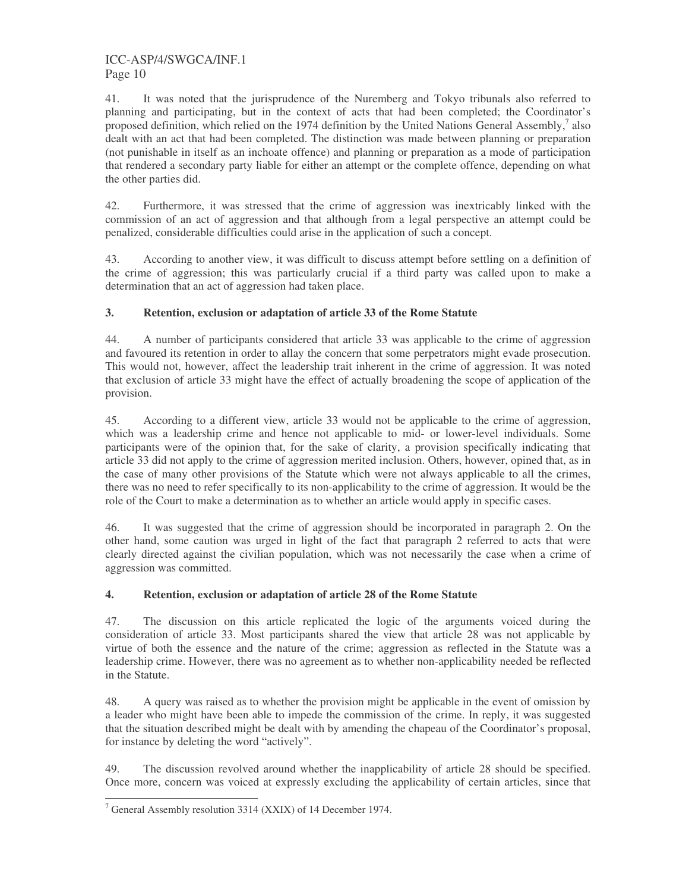41. It was noted that the jurisprudence of the Nuremberg and Tokyo tribunals also referred to planning and participating, but in the context of acts that had been completed; the Coordinator's proposed definition, which relied on the 1974 definition by the United Nations General Assembly,[7] also dealt with an act that had been completed. The distinction was made between planning or preparation (not punishable in itself as an inchoate offence) and planning or preparation as a mode of participation that rendered a secondary party liable for either an attempt or the complete offence, depending on what the other parties did.

42. Furthermore, it was stressed that the crime of aggression was inextricably linked with the commission of an act of aggression and that although from a legal perspective an attempt could be penalized, considerable difficulties could arise in the application of such a concept.

43. According to another view, it was difficult to discuss attempt before settling on a definition of the crime of aggression; this was particularly crucial if a third party was called upon to make a determination that an act of aggression had taken place.

### 3. Retention, exclusion or adaptation of article 33 of the Rome Statute

44. A number of participants considered that article 33 was applicable to the crime of aggression and favoured its retention in order to allay the concern that some perpetrators might evade prosecution. This would not, however, affect the leadership trait inherent in the crime of aggression. It was noted that exclusion of article 33 might have the effect of actually broadening the scope of application of the provision.

45. According to a different view, article 33 would not be applicable to the crime of aggression, which was a leadership crime and hence not applicable to mid- or lower-level individuals. Some participants were of the opinion that, for the sake of clarity, a provision specifically indicating that article 33 did not apply to the crime of aggression merited inclusion. Others, however, opined that, as in the case of many other provisions of the Statute which were not always applicable to all the crimes, there was no need to refer specifically to its non-applicability to the crime of aggression. It would be the role of the Court to make a determination as to whether an article would apply in specific cases.

46. It was suggested that the crime of aggression should be incorporated in paragraph 2. On the other hand, some caution was urged in light of the fact that paragraph 2 referred to acts that were clearly directed against the civilian population, which was not necessarily the case when a crime of aggression was committed.

### 4. Retention, exclusion or adaptation of article 28 of the Rome Statute

47. The discussion on this article replicated the logic of the arguments voiced during the consideration of article 33. Most participants shared the view that article 28 was not applicable by virtue of both the essence and the nature of the crime; aggression as reflected in the Statute was a leadership crime. However, there was no agreement as to whether non-applicability needed be reflected in the Statute.

48. A query was raised as to whether the provision might be applicable in the event of omission by a leader who might have been able to impede the commission of the crime. In reply, it was suggested that the situation described might be dealt with by amending the chapeau of the Coordinator's proposal, for instance by deleting the word "actively".

49. The discussion revolved around whether the inapplicability of article 28 should be specified. Once more, concern was voiced at expressly excluding the applicability of certain articles, since that

---

[7] General Assembly resolution 3314 (XXIX) of 14 December 1974.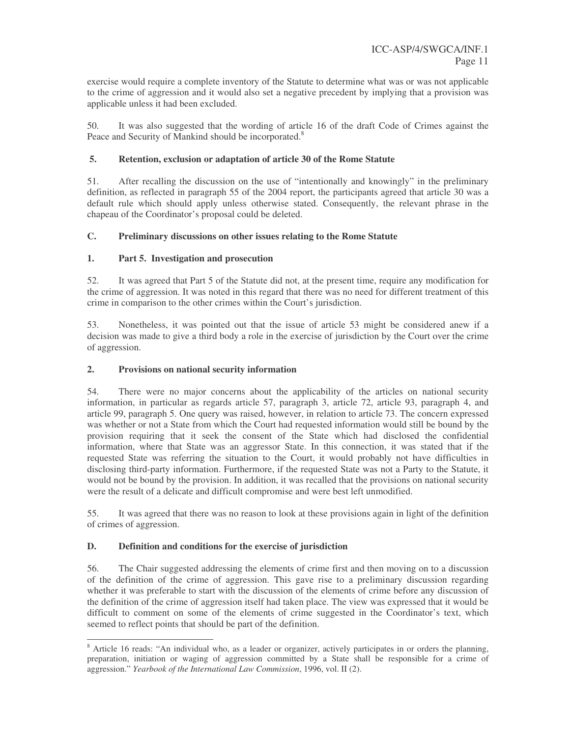exercise would require a complete inventory of the Statute to determine what was or was not applicable to the crime of aggression and it would also set a negative precedent by implying that a provision was applicable unless it had been excluded.

50. It was also suggested that the wording of article 16 of the draft Code of Crimes against the Peace and Security of Mankind should be incorporated.[8]

### 5. Retention, exclusion or adaptation of article 30 of the Rome Statute

51. After recalling the discussion on the use of "intentionally and knowingly" in the preliminary definition, as reflected in paragraph 55 of the 2004 report, the participants agreed that article 30 was a default rule which should apply unless otherwise stated. Consequently, the relevant phrase in the chapeau of the Coordinator's proposal could be deleted.

## C. Preliminary discussions on other issues relating to the Rome Statute

### 1. Part 5. Investigation and prosecution

52. It was agreed that Part 5 of the Statute did not, at the present time, require any modification for the crime of aggression. It was noted in this regard that there was no need for different treatment of this crime in comparison to the other crimes within the Court's jurisdiction.

53. Nonetheless, it was pointed out that the issue of article 53 might be considered anew if a decision was made to give a third body a role in the exercise of jurisdiction by the Court over the crime of aggression.

### 2. Provisions on national security information

54. There were no major concerns about the applicability of the articles on national security information, in particular as regards article 57, paragraph 3, article 72, article 93, paragraph 4, and article 99, paragraph 5. One query was raised, however, in relation to article 73. The concern expressed was whether or not a State from which the Court had requested information would still be bound by the provision requiring that it seek the consent of the State which had disclosed the confidential information, where that State was an aggressor State. In this connection, it was stated that if the requested State was referring the situation to the Court, it would probably not have difficulties in disclosing third-party information. Furthermore, if the requested State was not a Party to the Statute, it would not be bound by the provision. In addition, it was recalled that the provisions on national security were the result of a delicate and difficult compromise and were best left unmodified.

55. It was agreed that there was no reason to look at these provisions again in light of the definition of crimes of aggression.

## D. Definition and conditions for the exercise of jurisdiction

56. The Chair suggested addressing the elements of crime first and then moving on to a discussion of the definition of the crime of aggression. This gave rise to a preliminary discussion regarding whether it was preferable to start with the discussion of the elements of crime before any discussion of the definition of the crime of aggression itself had taken place. The view was expressed that it would be difficult to comment on some of the elements of crime suggested in the Coordinator's text, which seemed to reflect points that should be part of the definition.

---

[8] Article 16 reads: "An individual who, as a leader or organizer, actively participates in or orders the planning, preparation, initiation or waging of aggression committed by a State shall be responsible for a crime of aggression." *Yearbook of the International Law Commission*, 1996, vol. II (2).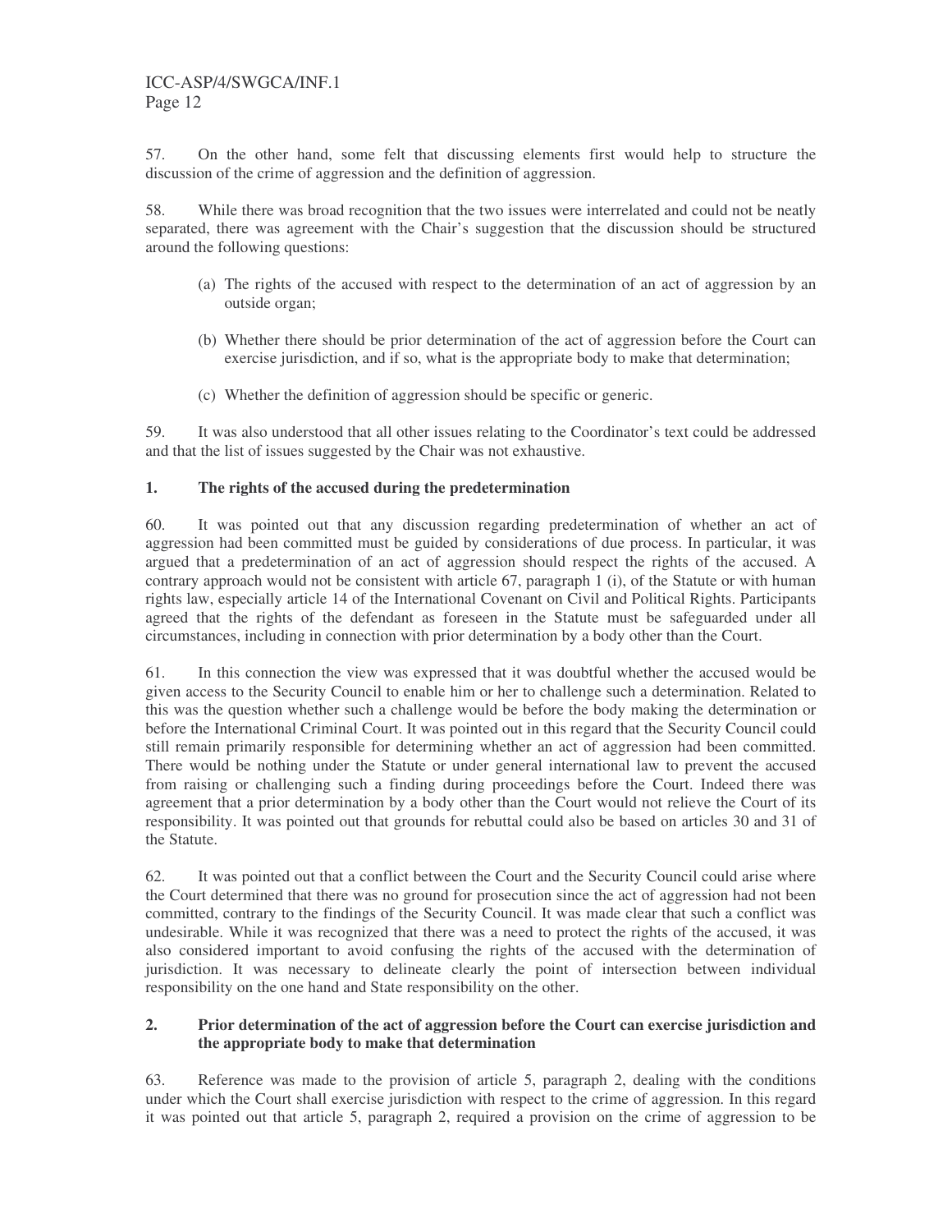57. On the other hand, some felt that discussing elements first would help to structure the discussion of the crime of aggression and the definition of aggression.

58. While there was broad recognition that the two issues were interrelated and could not be neatly separated, there was agreement with the Chair's suggestion that the discussion should be structured around the following questions:

(a) The rights of the accused with respect to the determination of an act of aggression by an outside organ;

(b) Whether there should be prior determination of the act of aggression before the Court can exercise jurisdiction, and if so, what is the appropriate body to make that determination;

(c) Whether the definition of aggression should be specific or generic.

59. It was also understood that all other issues relating to the Coordinator's text could be addressed and that the list of issues suggested by the Chair was not exhaustive.

## 1. The rights of the accused during the predetermination

60. It was pointed out that any discussion regarding predetermination of whether an act of aggression had been committed must be guided by considerations of due process. In particular, it was argued that a predetermination of an act of aggression should respect the rights of the accused. A contrary approach would not be consistent with article 67, paragraph 1 (i), of the Statute or with human rights law, especially article 14 of the International Covenant on Civil and Political Rights. Participants agreed that the rights of the defendant as foreseen in the Statute must be safeguarded under all circumstances, including in connection with prior determination by a body other than the Court.

61. In this connection the view was expressed that it was doubtful whether the accused would be given access to the Security Council to enable him or her to challenge such a determination. Related to this was the question whether such a challenge would be before the body making the determination or before the International Criminal Court. It was pointed out in this regard that the Security Council could still remain primarily responsible for determining whether an act of aggression had been committed. There would be nothing under the Statute or under general international law to prevent the accused from raising or challenging such a finding during proceedings before the Court. Indeed there was agreement that a prior determination by a body other than the Court would not relieve the Court of its responsibility. It was pointed out that grounds for rebuttal could also be based on articles 30 and 31 of the Statute.

62. It was pointed out that a conflict between the Court and the Security Council could arise where the Court determined that there was no ground for prosecution since the act of aggression had not been committed, contrary to the findings of the Security Council. It was made clear that such a conflict was undesirable. While it was recognized that there was a need to protect the rights of the accused, it was also considered important to avoid confusing the rights of the accused with the determination of jurisdiction. It was necessary to delineate clearly the point of intersection between individual responsibility on the one hand and State responsibility on the other.

## 2. Prior determination of the act of aggression before the Court can exercise jurisdiction and the appropriate body to make that determination

63. Reference was made to the provision of article 5, paragraph 2, dealing with the conditions under which the Court shall exercise jurisdiction with respect to the crime of aggression. In this regard it was pointed out that article 5, paragraph 2, required a provision on the crime of aggression to be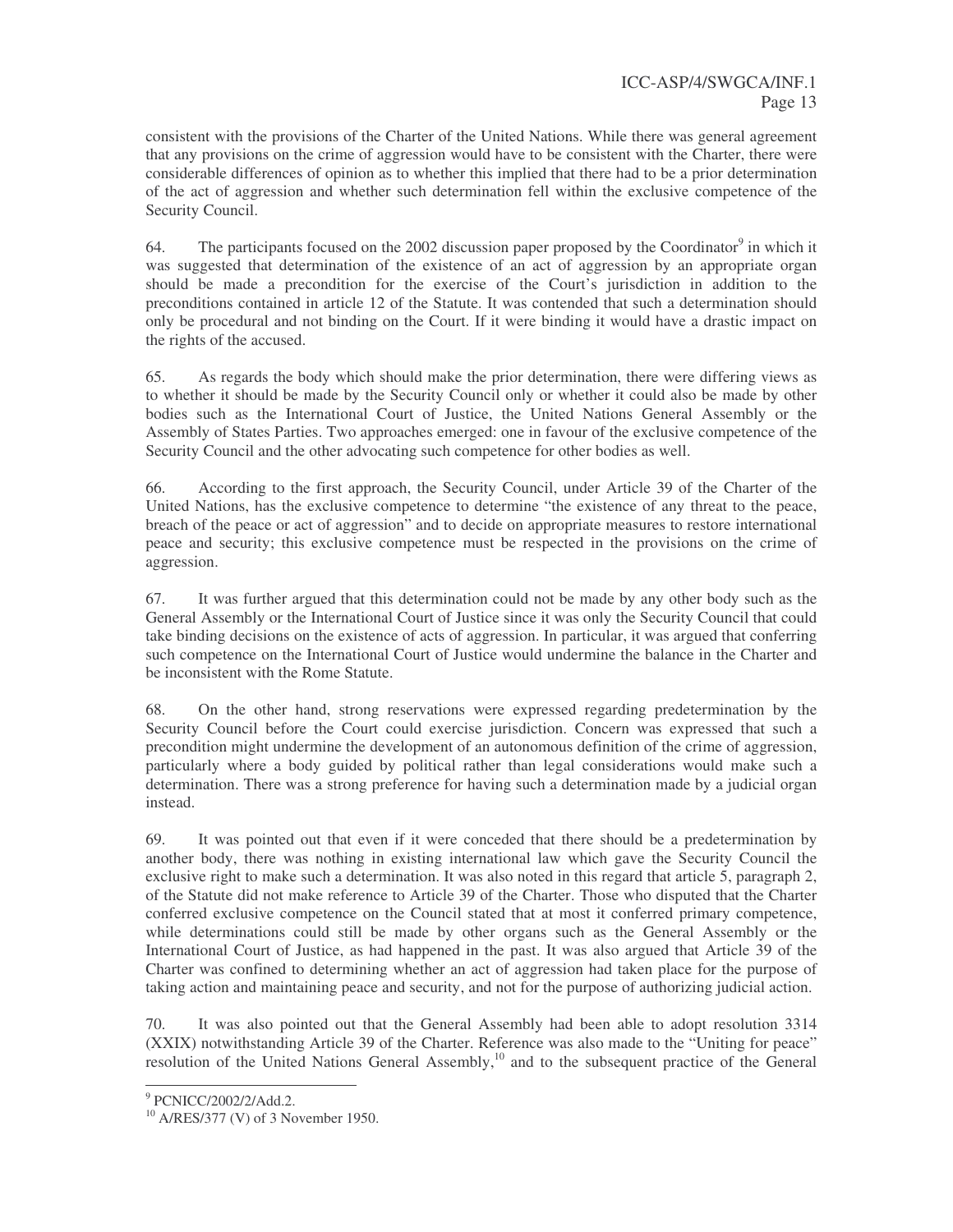consistent with the provisions of the Charter of the United Nations. While there was general agreement that any provisions on the crime of aggression would have to be consistent with the Charter, there were considerable differences of opinion as to whether this implied that there had to be a prior determination of the act of aggression and whether such determination fell within the exclusive competence of the Security Council.

64. The participants focused on the 2002 discussion paper proposed by the Coordinator[9] in which it was suggested that determination of the existence of an act of aggression by an appropriate organ should be made a precondition for the exercise of the Court's jurisdiction in addition to the preconditions contained in article 12 of the Statute. It was contended that such a determination should only be procedural and not binding on the Court. If it were binding it would have a drastic impact on the rights of the accused.

65. As regards the body which should make the prior determination, there were differing views as to whether it should be made by the Security Council only or whether it could also be made by other bodies such as the International Court of Justice, the United Nations General Assembly or the Assembly of States Parties. Two approaches emerged: one in favour of the exclusive competence of the Security Council and the other advocating such competence for other bodies as well.

66. According to the first approach, the Security Council, under Article 39 of the Charter of the United Nations, has the exclusive competence to determine "the existence of any threat to the peace, breach of the peace or act of aggression" and to decide on appropriate measures to restore international peace and security; this exclusive competence must be respected in the provisions on the crime of aggression.

67. It was further argued that this determination could not be made by any other body such as the General Assembly or the International Court of Justice since it was only the Security Council that could take binding decisions on the existence of acts of aggression. In particular, it was argued that conferring such competence on the International Court of Justice would undermine the balance in the Charter and be inconsistent with the Rome Statute.

68. On the other hand, strong reservations were expressed regarding predetermination by the Security Council before the Court could exercise jurisdiction. Concern was expressed that such a precondition might undermine the development of an autonomous definition of the crime of aggression, particularly where a body guided by political rather than legal considerations would make such a determination. There was a strong preference for having such a determination made by a judicial organ instead.

69. It was pointed out that even if it were conceded that there should be a predetermination by another body, there was nothing in existing international law which gave the Security Council the exclusive right to make such a determination. It was also noted in this regard that article 5, paragraph 2, of the Statute did not make reference to Article 39 of the Charter. Those who disputed that the Charter conferred exclusive competence on the Council stated that at most it conferred primary competence, while determinations could still be made by other organs such as the General Assembly or the International Court of Justice, as had happened in the past. It was also argued that Article 39 of the Charter was confined to determining whether an act of aggression had taken place for the purpose of taking action and maintaining peace and security, and not for the purpose of authorizing judicial action.

70. It was also pointed out that the General Assembly had been able to adopt resolution 3314 (XXIX) notwithstanding Article 39 of the Charter. Reference was also made to the "Uniting for peace" resolution of the United Nations General Assembly,[10] and to the subsequent practice of the General

---

[9] PCNICC/2002/2/Add.2.

[10] A/RES/377 (V) of 3 November 1950.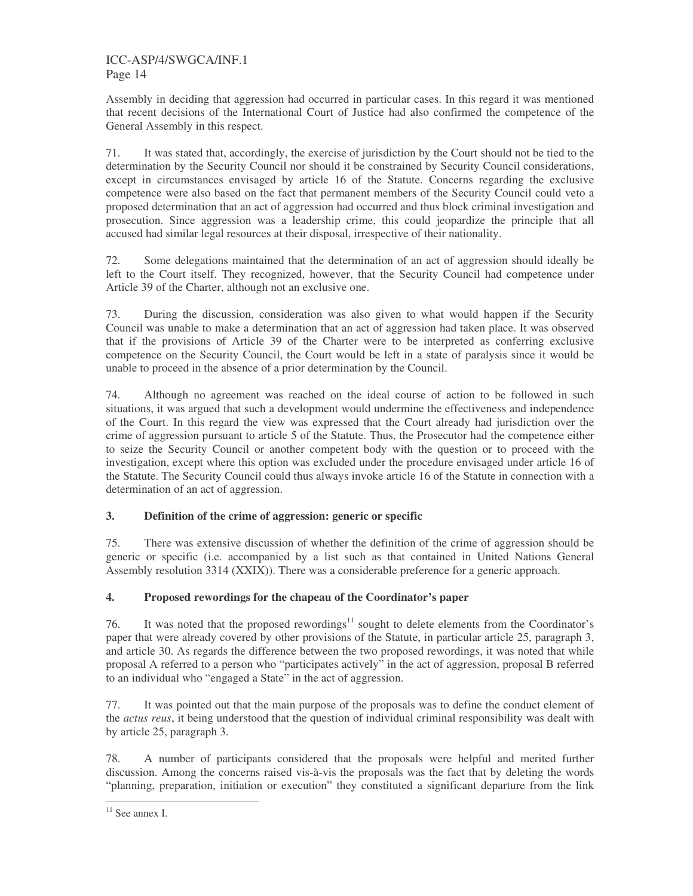Assembly in deciding that aggression had occurred in particular cases. In this regard it was mentioned that recent decisions of the International Court of Justice had also confirmed the competence of the General Assembly in this respect.

71. It was stated that, accordingly, the exercise of jurisdiction by the Court should not be tied to the determination by the Security Council nor should it be constrained by Security Council considerations, except in circumstances envisaged by article 16 of the Statute. Concerns regarding the exclusive competence were also based on the fact that permanent members of the Security Council could veto a proposed determination that an act of aggression had occurred and thus block criminal investigation and prosecution. Since aggression was a leadership crime, this could jeopardize the principle that all accused had similar legal resources at their disposal, irrespective of their nationality.

72. Some delegations maintained that the determination of an act of aggression should ideally be left to the Court itself. They recognized, however, that the Security Council had competence under Article 39 of the Charter, although not an exclusive one.

73. During the discussion, consideration was also given to what would happen if the Security Council was unable to make a determination that an act of aggression had taken place. It was observed that if the provisions of Article 39 of the Charter were to be interpreted as conferring exclusive competence on the Security Council, the Court would be left in a state of paralysis since it would be unable to proceed in the absence of a prior determination by the Council.

74. Although no agreement was reached on the ideal course of action to be followed in such situations, it was argued that such a development would undermine the effectiveness and independence of the Court. In this regard the view was expressed that the Court already had jurisdiction over the crime of aggression pursuant to article 5 of the Statute. Thus, the Prosecutor had the competence either to seize the Security Council or another competent body with the question or to proceed with the investigation, except where this option was excluded under the procedure envisaged under article 16 of the Statute. The Security Council could thus always invoke article 16 of the Statute in connection with a determination of an act of aggression.

### 3. Definition of the crime of aggression: generic or specific

75. There was extensive discussion of whether the definition of the crime of aggression should be generic or specific (i.e. accompanied by a list such as that contained in United Nations General Assembly resolution 3314 (XXIX)). There was a considerable preference for a generic approach.

### 4. Proposed rewordings for the chapeau of the Coordinator's paper

76. It was noted that the proposed rewordings[11] sought to delete elements from the Coordinator's paper that were already covered by other provisions of the Statute, in particular article 25, paragraph 3, and article 30. As regards the difference between the two proposed rewordings, it was noted that while proposal A referred to a person who "participates actively" in the act of aggression, proposal B referred to an individual who "engaged a State" in the act of aggression.

77. It was pointed out that the main purpose of the proposals was to define the conduct element of the *actus reus*, it being understood that the question of individual criminal responsibility was dealt with by article 25, paragraph 3.

78. A number of participants considered that the proposals were helpful and merited further discussion. Among the concerns raised vis-à-vis the proposals was the fact that by deleting the words "planning, preparation, initiation or execution" they constituted a significant departure from the link

---

[11] See annex I.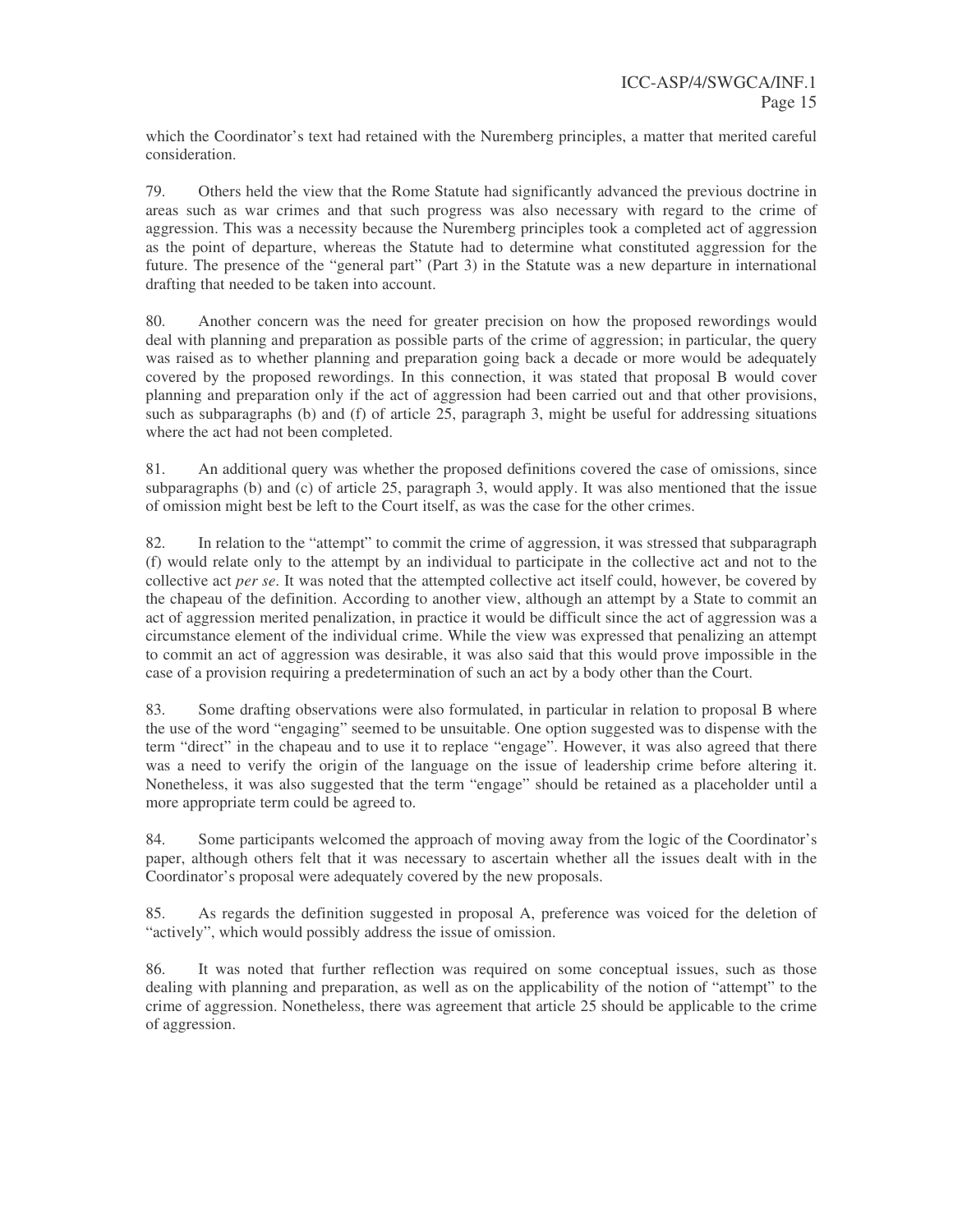which the Coordinator's text had retained with the Nuremberg principles, a matter that merited careful consideration.

79. Others held the view that the Rome Statute had significantly advanced the previous doctrine in areas such as war crimes and that such progress was also necessary with regard to the crime of aggression. This was a necessity because the Nuremberg principles took a completed act of aggression as the point of departure, whereas the Statute had to determine what constituted aggression for the future. The presence of the "general part" (Part 3) in the Statute was a new departure in international drafting that needed to be taken into account.

80. Another concern was the need for greater precision on how the proposed rewordings would deal with planning and preparation as possible parts of the crime of aggression; in particular, the query was raised as to whether planning and preparation going back a decade or more would be adequately covered by the proposed rewordings. In this connection, it was stated that proposal B would cover planning and preparation only if the act of aggression had been carried out and that other provisions, such as subparagraphs (b) and (f) of article 25, paragraph 3, might be useful for addressing situations where the act had not been completed.

81. An additional query was whether the proposed definitions covered the case of omissions, since subparagraphs (b) and (c) of article 25, paragraph 3, would apply. It was also mentioned that the issue of omission might best be left to the Court itself, as was the case for the other crimes.

82. In relation to the "attempt" to commit the crime of aggression, it was stressed that subparagraph (f) would relate only to the attempt by an individual to participate in the collective act and not to the collective act *per se*. It was noted that the attempted collective act itself could, however, be covered by the chapeau of the definition. According to another view, although an attempt by a State to commit an act of aggression merited penalization, in practice it would be difficult since the act of aggression was a circumstance element of the individual crime. While the view was expressed that penalizing an attempt to commit an act of aggression was desirable, it was also said that this would prove impossible in the case of a provision requiring a predetermination of such an act by a body other than the Court.

83. Some drafting observations were also formulated, in particular in relation to proposal B where the use of the word "engaging" seemed to be unsuitable. One option suggested was to dispense with the term "direct" in the chapeau and to use it to replace "engage". However, it was also agreed that there was a need to verify the origin of the language on the issue of leadership crime before altering it. Nonetheless, it was also suggested that the term "engage" should be retained as a placeholder until a more appropriate term could be agreed to.

84. Some participants welcomed the approach of moving away from the logic of the Coordinator's paper, although others felt that it was necessary to ascertain whether all the issues dealt with in the Coordinator's proposal were adequately covered by the new proposals.

85. As regards the definition suggested in proposal A, preference was voiced for the deletion of "actively", which would possibly address the issue of omission.

86. It was noted that further reflection was required on some conceptual issues, such as those dealing with planning and preparation, as well as on the applicability of the notion of "attempt" to the crime of aggression. Nonetheless, there was agreement that article 25 should be applicable to the crime of aggression.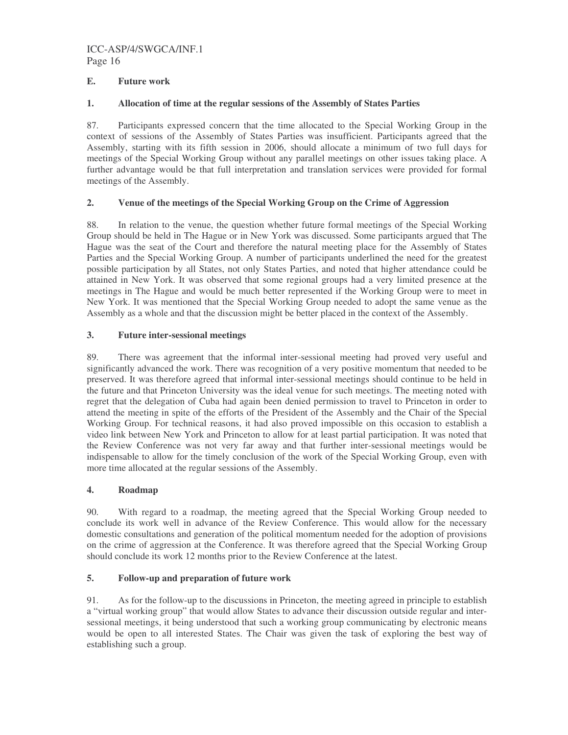## E. Future work

### 1. Allocation of time at the regular sessions of the Assembly of States Parties

87. Participants expressed concern that the time allocated to the Special Working Group in the context of sessions of the Assembly of States Parties was insufficient. Participants agreed that the Assembly, starting with its fifth session in 2006, should allocate a minimum of two full days for meetings of the Special Working Group without any parallel meetings on other issues taking place. A further advantage would be that full interpretation and translation services were provided for formal meetings of the Assembly.

### 2. Venue of the meetings of the Special Working Group on the Crime of Aggression

88. In relation to the venue, the question whether future formal meetings of the Special Working Group should be held in The Hague or in New York was discussed. Some participants argued that The Hague was the seat of the Court and therefore the natural meeting place for the Assembly of States Parties and the Special Working Group. A number of participants underlined the need for the greatest possible participation by all States, not only States Parties, and noted that higher attendance could be attained in New York. It was observed that some regional groups had a very limited presence at the meetings in The Hague and would be much better represented if the Working Group were to meet in New York. It was mentioned that the Special Working Group needed to adopt the same venue as the Assembly as a whole and that the discussion might be better placed in the context of the Assembly.

### 3. Future inter-sessional meetings

89. There was agreement that the informal inter-sessional meeting had proved very useful and significantly advanced the work. There was recognition of a very positive momentum that needed to be preserved. It was therefore agreed that informal inter-sessional meetings should continue to be held in the future and that Princeton University was the ideal venue for such meetings. The meeting noted with regret that the delegation of Cuba had again been denied permission to travel to Princeton in order to attend the meeting in spite of the efforts of the President of the Assembly and the Chair of the Special Working Group. For technical reasons, it had also proved impossible on this occasion to establish a video link between New York and Princeton to allow for at least partial participation. It was noted that the Review Conference was not very far away and that further inter-sessional meetings would be indispensable to allow for the timely conclusion of the work of the Special Working Group, even with more time allocated at the regular sessions of the Assembly.

### 4. Roadmap

90. With regard to a roadmap, the meeting agreed that the Special Working Group needed to conclude its work well in advance of the Review Conference. This would allow for the necessary domestic consultations and generation of the political momentum needed for the adoption of provisions on the crime of aggression at the Conference. It was therefore agreed that the Special Working Group should conclude its work 12 months prior to the Review Conference at the latest.

### 5. Follow-up and preparation of future work

91. As for the follow-up to the discussions in Princeton, the meeting agreed in principle to establish a "virtual working group" that would allow States to advance their discussion outside regular and inter-sessional meetings, it being understood that such a working group communicating by electronic means would be open to all interested States. The Chair was given the task of exploring the best way of establishing such a group.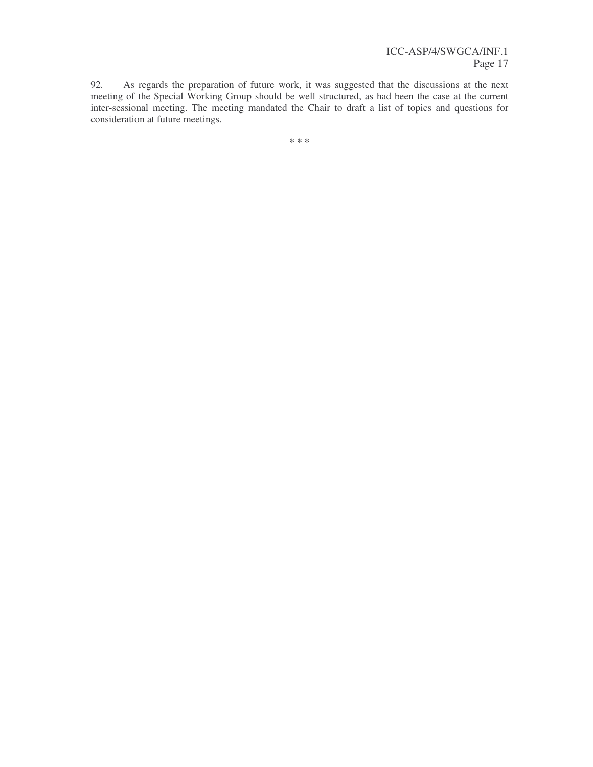92. As regards the preparation of future work, it was suggested that the discussions at the next meeting of the Special Working Group should be well structured, as had been the case at the current inter-sessional meeting. The meeting mandated the Chair to draft a list of topics and questions for consideration at future meetings.

<center>* * *</center>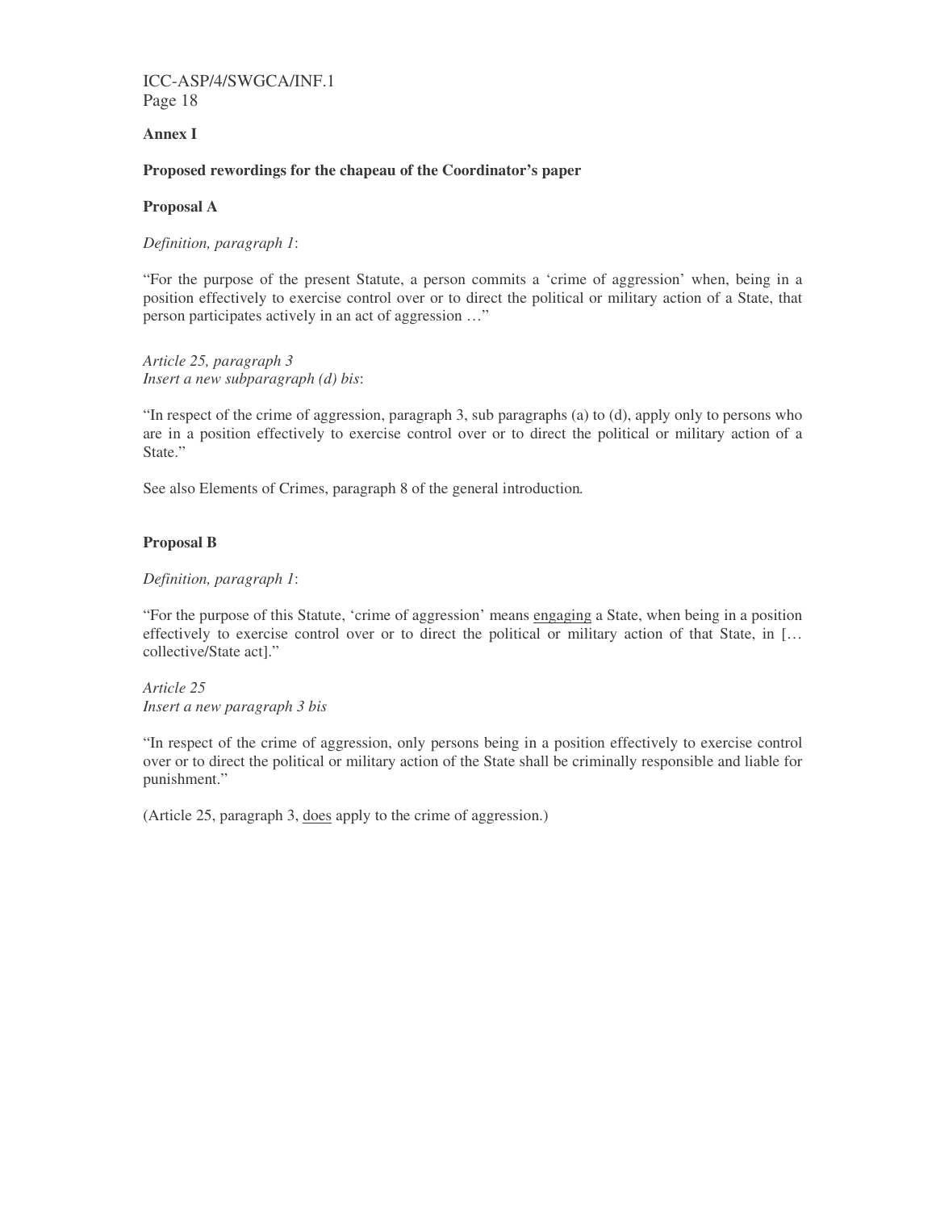## Annex I

### Proposed rewordings for the chapeau of the Coordinator's paper

### Proposal A

*Definition, paragraph 1*:

"For the purpose of the present Statute, a person commits a 'crime of aggression' when, being in a position effectively to exercise control over or to direct the political or military action of a State, that person participates actively in an act of aggression …"

*Article 25, paragraph 3*
*Insert a new subparagraph (d) bis*:

"In respect of the crime of aggression, paragraph 3, sub paragraphs (a) to (d), apply only to persons who are in a position effectively to exercise control over or to direct the political or military action of a State."

See also Elements of Crimes, paragraph 8 of the general introduction*.*

### Proposal B

*Definition, paragraph 1*:

"For the purpose of this Statute, 'crime of aggression' means <u>engaging</u> a State, when being in a position effectively to exercise control over or to direct the political or military action of that State, in [… collective/State act]."

*Article 25*
*Insert a new paragraph 3 bis*

"In respect of the crime of aggression, only persons being in a position effectively to exercise control over or to direct the political or military action of the State shall be criminally responsible and liable for punishment."

(Article 25, paragraph 3, <u>does</u> apply to the crime of aggression.)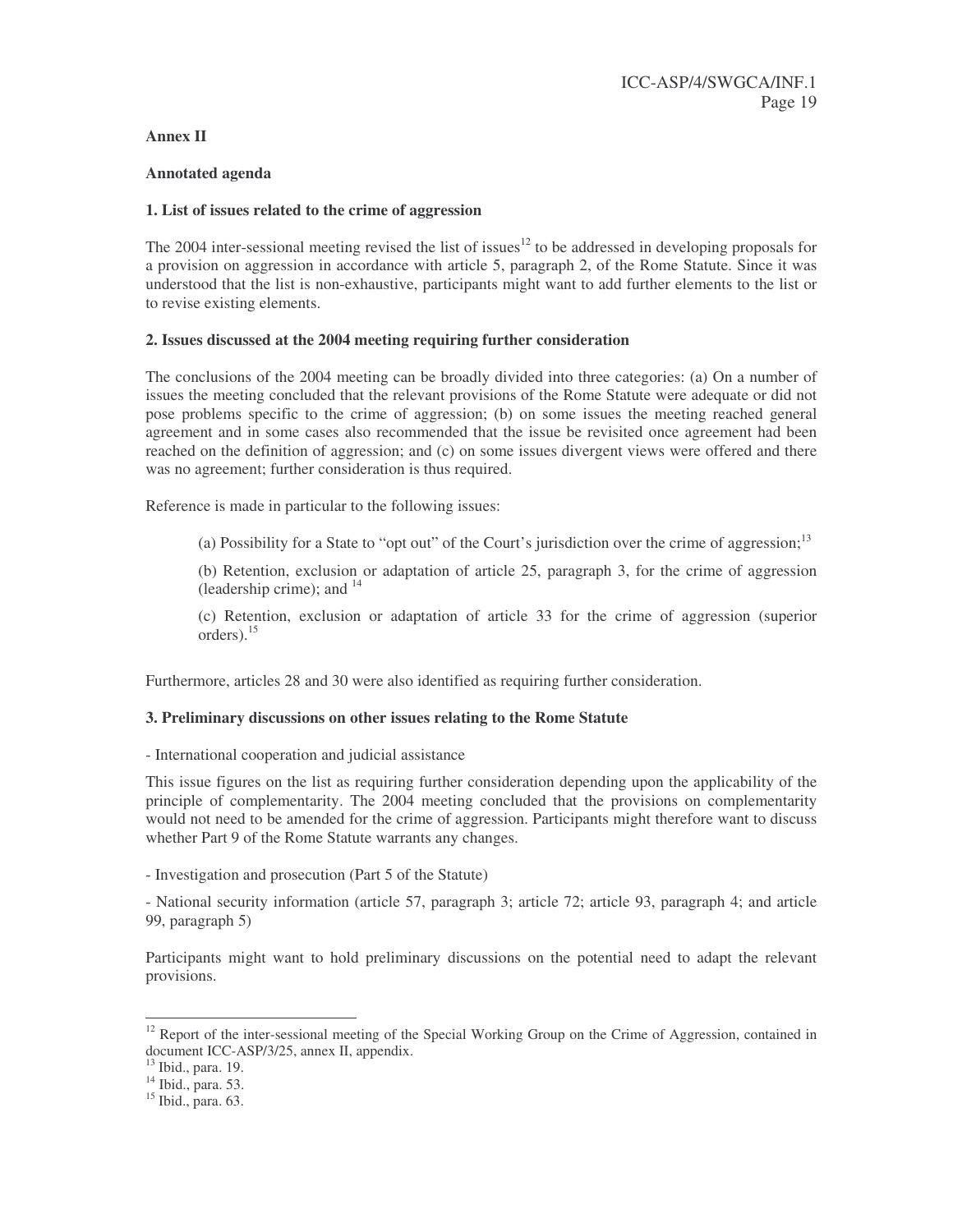**Annex II**

**Annotated agenda**

**1. List of issues related to the crime of aggression**

The 2004 inter-sessional meeting revised the list of issues[12] to be addressed in developing proposals for a provision on aggression in accordance with article 5, paragraph 2, of the Rome Statute. Since it was understood that the list is non-exhaustive, participants might want to add further elements to the list or to revise existing elements.

**2. Issues discussed at the 2004 meeting requiring further consideration**

The conclusions of the 2004 meeting can be broadly divided into three categories: (a) On a number of issues the meeting concluded that the relevant provisions of the Rome Statute were adequate or did not pose problems specific to the crime of aggression; (b) on some issues the meeting reached general agreement and in some cases also recommended that the issue be revisited once agreement had been reached on the definition of aggression; and (c) on some issues divergent views were offered and there was no agreement; further consideration is thus required.

Reference is made in particular to the following issues:

(a) Possibility for a State to "opt out" of the Court's jurisdiction over the crime of aggression;[13]

(b) Retention, exclusion or adaptation of article 25, paragraph 3, for the crime of aggression (leadership crime); and [14]

(c) Retention, exclusion or adaptation of article 33 for the crime of aggression (superior orders).[15]

Furthermore, articles 28 and 30 were also identified as requiring further consideration.

**3. Preliminary discussions on other issues relating to the Rome Statute**

- International cooperation and judicial assistance

This issue figures on the list as requiring further consideration depending upon the applicability of the principle of complementarity. The 2004 meeting concluded that the provisions on complementarity would not need to be amended for the crime of aggression. Participants might therefore want to discuss whether Part 9 of the Rome Statute warrants any changes.

- Investigation and prosecution (Part 5 of the Statute)

- National security information (article 57, paragraph 3; article 72; article 93, paragraph 4; and article 99, paragraph 5)

Participants might want to hold preliminary discussions on the potential need to adapt the relevant provisions.

---

[12] Report of the inter-sessional meeting of the Special Working Group on the Crime of Aggression, contained in document ICC-ASP/3/25, annex II, appendix.

[13] Ibid., para. 19.

[14] Ibid., para. 53.

[15] Ibid., para. 63.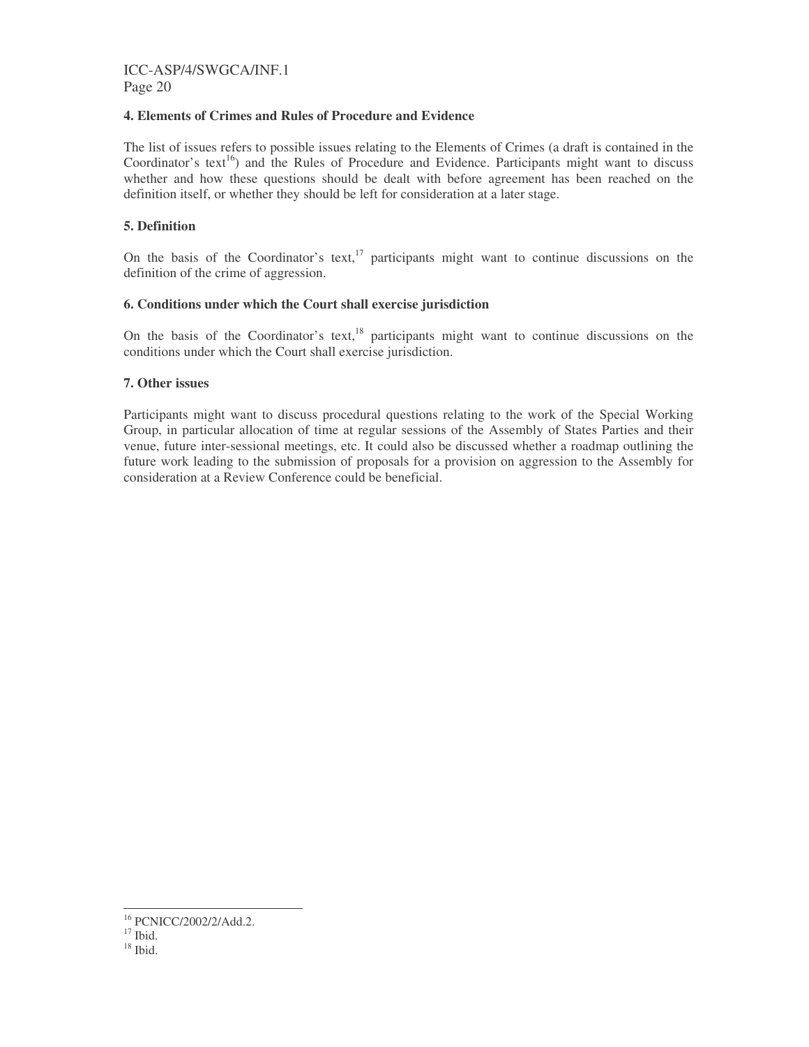### 4. Elements of Crimes and Rules of Procedure and Evidence

The list of issues refers to possible issues relating to the Elements of Crimes (a draft is contained in the Coordinator's text[16]) and the Rules of Procedure and Evidence. Participants might want to discuss whether and how these questions should be dealt with before agreement has been reached on the definition itself, or whether they should be left for consideration at a later stage.

### 5. Definition

On the basis of the Coordinator's text,[17] participants might want to continue discussions on the definition of the crime of aggression.

### 6. Conditions under which the Court shall exercise jurisdiction

On the basis of the Coordinator's text,[18] participants might want to continue discussions on the conditions under which the Court shall exercise jurisdiction.

### 7. Other issues

Participants might want to discuss procedural questions relating to the work of the Special Working Group, in particular allocation of time at regular sessions of the Assembly of States Parties and their venue, future inter-sessional meetings, etc. It could also be discussed whether a roadmap outlining the future work leading to the submission of proposals for a provision on aggression to the Assembly for consideration at a Review Conference could be beneficial.

---

[16] PCNICC/2002/2/Add.2.

[17] Ibid.

[18] Ibid.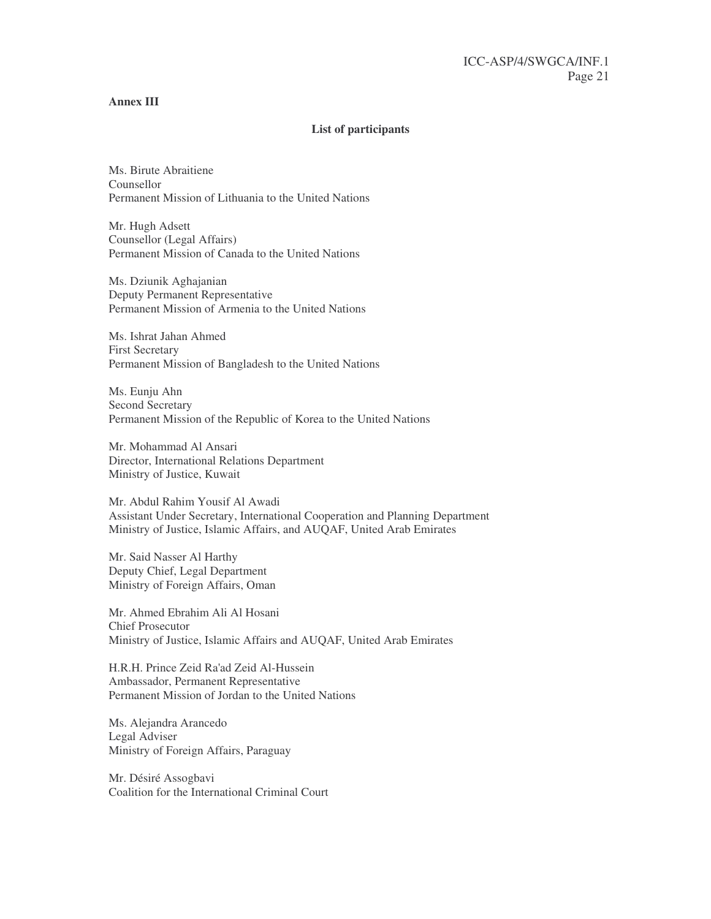**Annex III**

**List of participants**

Ms. Birute Abraitiene
Counsellor
Permanent Mission of Lithuania to the United Nations

Mr. Hugh Adsett
Counsellor (Legal Affairs)
Permanent Mission of Canada to the United Nations

Ms. Dziunik Aghajanian
Deputy Permanent Representative
Permanent Mission of Armenia to the United Nations

Ms. Ishrat Jahan Ahmed
First Secretary
Permanent Mission of Bangladesh to the United Nations

Ms. Eunju Ahn
Second Secretary
Permanent Mission of the Republic of Korea to the United Nations

Mr. Mohammad Al Ansari
Director, International Relations Department
Ministry of Justice, Kuwait

Mr. Abdul Rahim Yousif Al Awadi
Assistant Under Secretary, International Cooperation and Planning Department
Ministry of Justice, Islamic Affairs, and AUQAF, United Arab Emirates

Mr. Said Nasser Al Harthy
Deputy Chief, Legal Department
Ministry of Foreign Affairs, Oman

Mr. Ahmed Ebrahim Ali Al Hosani
Chief Prosecutor
Ministry of Justice, Islamic Affairs and AUQAF, United Arab Emirates

H.R.H. Prince Zeid Ra'ad Zeid Al-Hussein
Ambassador, Permanent Representative
Permanent Mission of Jordan to the United Nations

Ms. Alejandra Arancedo
Legal Adviser
Ministry of Foreign Affairs, Paraguay

Mr. Désiré Assogbavi
Coalition for the International Criminal Court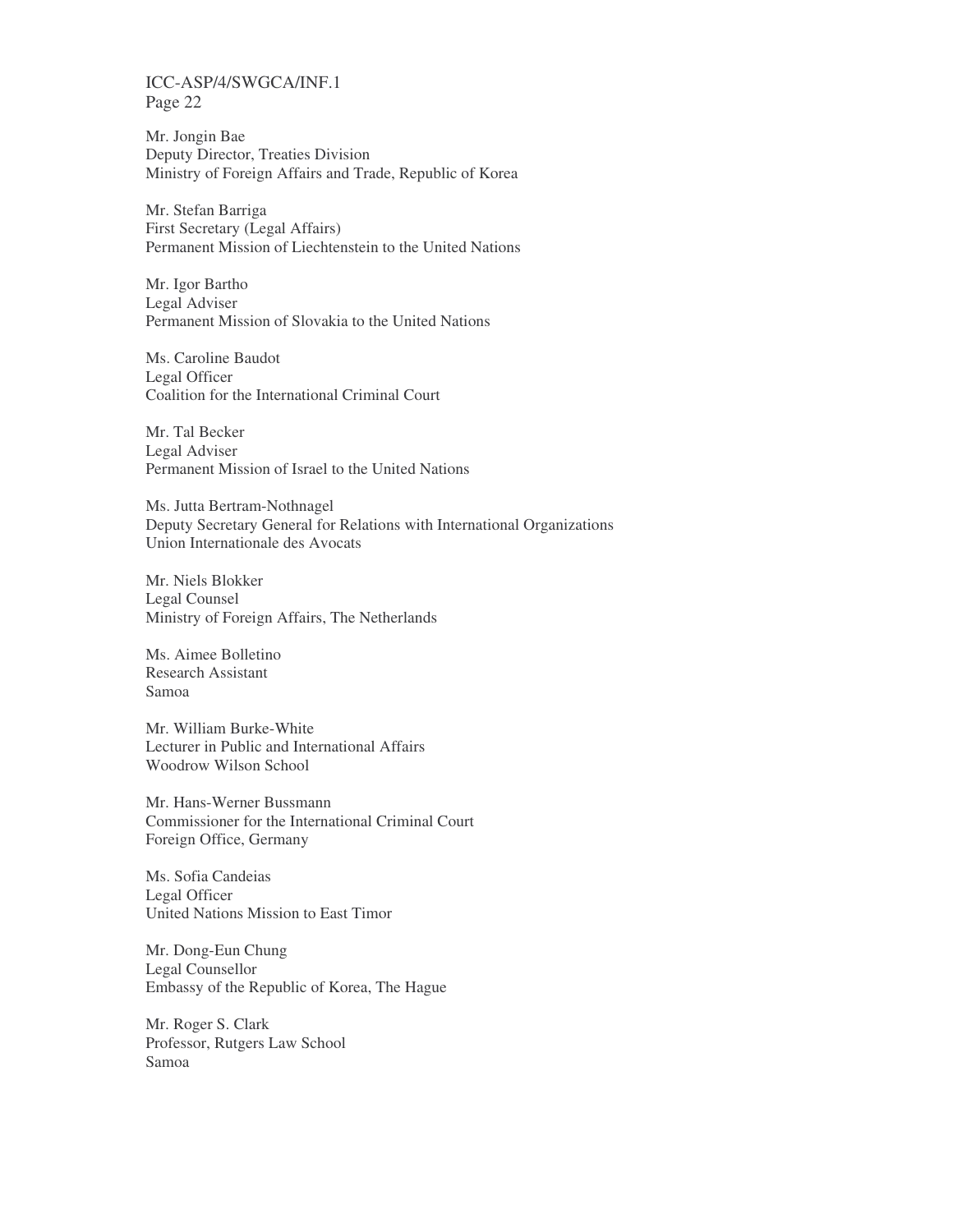Mr. Jongin Bae
Deputy Director, Treaties Division
Ministry of Foreign Affairs and Trade, Republic of Korea

Mr. Stefan Barriga
First Secretary (Legal Affairs)
Permanent Mission of Liechtenstein to the United Nations

Mr. Igor Bartho
Legal Adviser
Permanent Mission of Slovakia to the United Nations

Ms. Caroline Baudot
Legal Officer
Coalition for the International Criminal Court

Mr. Tal Becker
Legal Adviser
Permanent Mission of Israel to the United Nations

Ms. Jutta Bertram-Nothnagel
Deputy Secretary General for Relations with International Organizations
Union Internationale des Avocats

Mr. Niels Blokker
Legal Counsel
Ministry of Foreign Affairs, The Netherlands

Ms. Aimee Bolletino
Research Assistant
Samoa

Mr. William Burke-White
Lecturer in Public and International Affairs
Woodrow Wilson School

Mr. Hans-Werner Bussmann
Commissioner for the International Criminal Court
Foreign Office, Germany

Ms. Sofia Candeias
Legal Officer
United Nations Mission to East Timor

Mr. Dong-Eun Chung
Legal Counsellor
Embassy of the Republic of Korea, The Hague

Mr. Roger S. Clark
Professor, Rutgers Law School
Samoa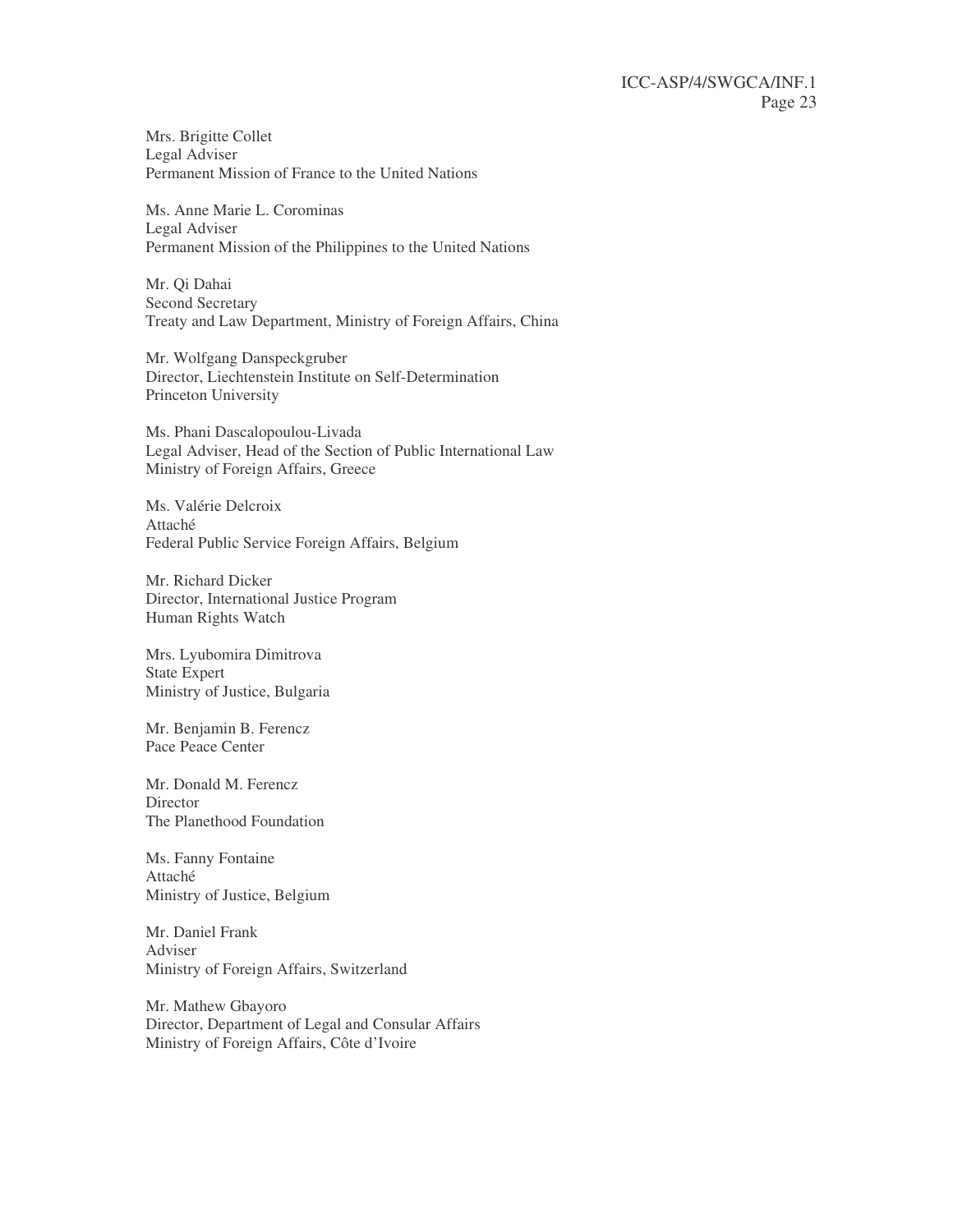Mrs. Brigitte Collet
Legal Adviser
Permanent Mission of France to the United Nations

Ms. Anne Marie L. Corominas
Legal Adviser
Permanent Mission of the Philippines to the United Nations

Mr. Qi Dahai
Second Secretary
Treaty and Law Department, Ministry of Foreign Affairs, China

Mr. Wolfgang Danspeckgruber
Director, Liechtenstein Institute on Self-Determination
Princeton University

Ms. Phani Dascalopoulou-Livada
Legal Adviser, Head of the Section of Public International Law
Ministry of Foreign Affairs, Greece

Ms. Valérie Delcroix
Attaché
Federal Public Service Foreign Affairs, Belgium

Mr. Richard Dicker
Director, International Justice Program
Human Rights Watch

Mrs. Lyubomira Dimitrova
State Expert
Ministry of Justice, Bulgaria

Mr. Benjamin B. Ferencz
Pace Peace Center

Mr. Donald M. Ferencz
Director
The Planethood Foundation

Ms. Fanny Fontaine
Attaché
Ministry of Justice, Belgium

Mr. Daniel Frank
Adviser
Ministry of Foreign Affairs, Switzerland

Mr. Mathew Gbayoro
Director, Department of Legal and Consular Affairs
Ministry of Foreign Affairs, Côte d'Ivoire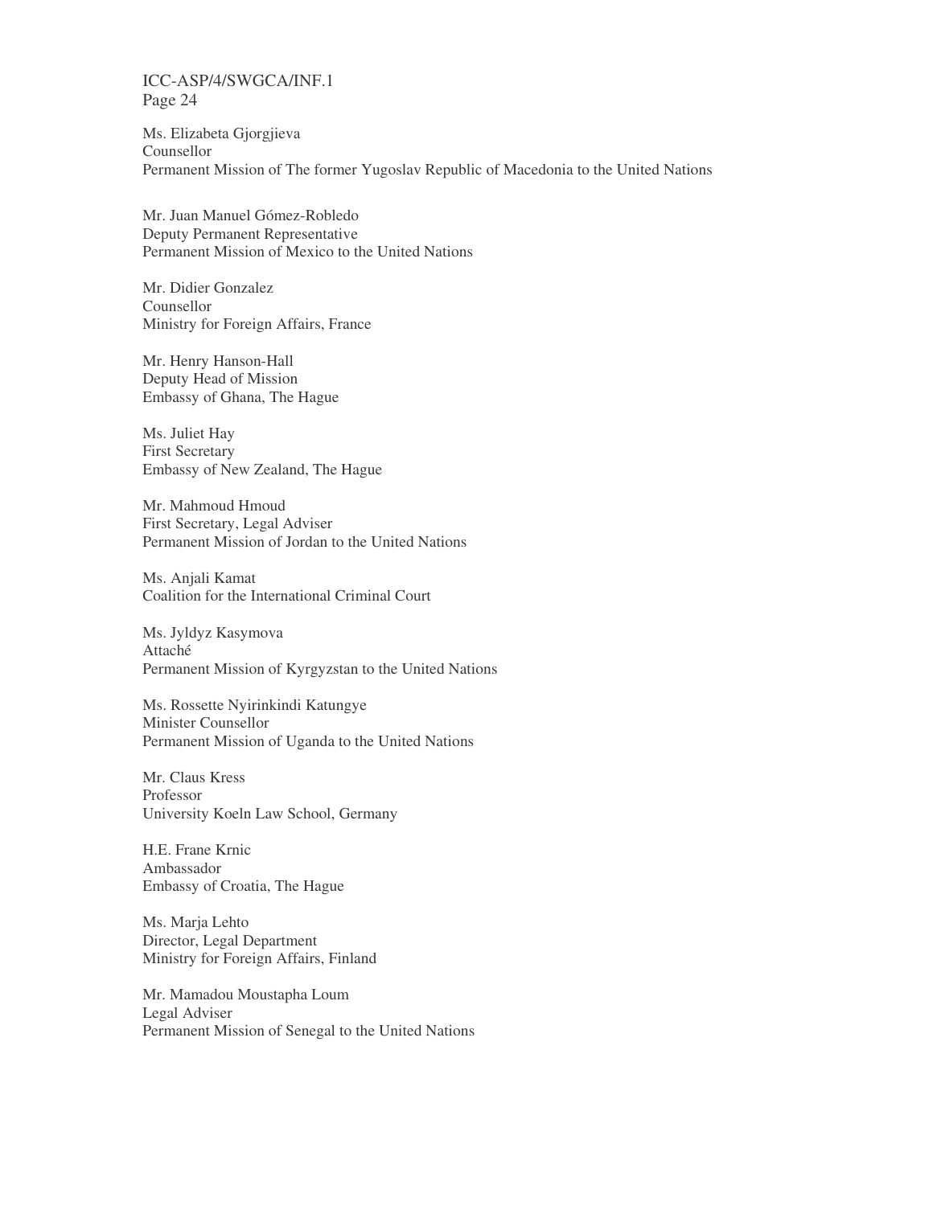Ms. Elizabeta Gjorgjieva
Counsellor
Permanent Mission of The former Yugoslav Republic of Macedonia to the United Nations

Mr. Juan Manuel Gómez-Robledo
Deputy Permanent Representative
Permanent Mission of Mexico to the United Nations

Mr. Didier Gonzalez
Counsellor
Ministry for Foreign Affairs, France

Mr. Henry Hanson-Hall
Deputy Head of Mission
Embassy of Ghana, The Hague

Ms. Juliet Hay
First Secretary
Embassy of New Zealand, The Hague

Mr. Mahmoud Hmoud
First Secretary, Legal Adviser
Permanent Mission of Jordan to the United Nations

Ms. Anjali Kamat
Coalition for the International Criminal Court

Ms. Jyldyz Kasymova
Attaché
Permanent Mission of Kyrgyzstan to the United Nations

Ms. Rossette Nyirinkindi Katungye
Minister Counsellor
Permanent Mission of Uganda to the United Nations

Mr. Claus Kress
Professor
University Koeln Law School, Germany

H.E. Frane Krnic
Ambassador
Embassy of Croatia, The Hague

Ms. Marja Lehto
Director, Legal Department
Ministry for Foreign Affairs, Finland

Mr. Mamadou Moustapha Loum
Legal Adviser
Permanent Mission of Senegal to the United Nations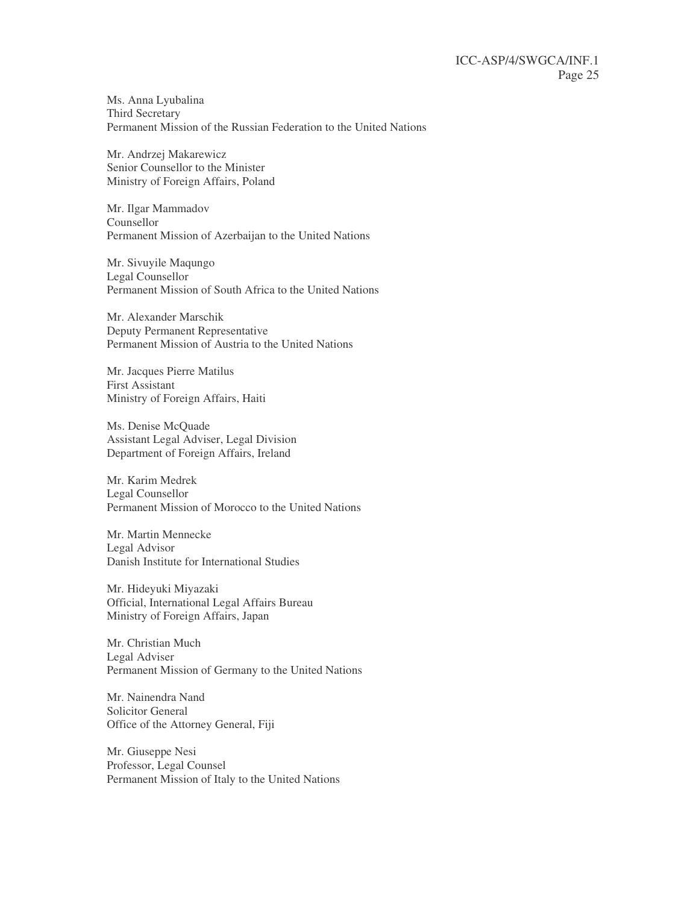Ms. Anna Lyubalina
Third Secretary
Permanent Mission of the Russian Federation to the United Nations

Mr. Andrzej Makarewicz
Senior Counsellor to the Minister
Ministry of Foreign Affairs, Poland

Mr. Ilgar Mammadov
Counsellor
Permanent Mission of Azerbaijan to the United Nations

Mr. Sivuyile Maqungo
Legal Counsellor
Permanent Mission of South Africa to the United Nations

Mr. Alexander Marschik
Deputy Permanent Representative
Permanent Mission of Austria to the United Nations

Mr. Jacques Pierre Matilus
First Assistant
Ministry of Foreign Affairs, Haiti

Ms. Denise McQuade
Assistant Legal Adviser, Legal Division
Department of Foreign Affairs, Ireland

Mr. Karim Medrek
Legal Counsellor
Permanent Mission of Morocco to the United Nations

Mr. Martin Mennecke
Legal Advisor
Danish Institute for International Studies

Mr. Hideyuki Miyazaki
Official, International Legal Affairs Bureau
Ministry of Foreign Affairs, Japan

Mr. Christian Much
Legal Adviser
Permanent Mission of Germany to the United Nations

Mr. Nainendra Nand
Solicitor General
Office of the Attorney General, Fiji

Mr. Giuseppe Nesi
Professor, Legal Counsel
Permanent Mission of Italy to the United Nations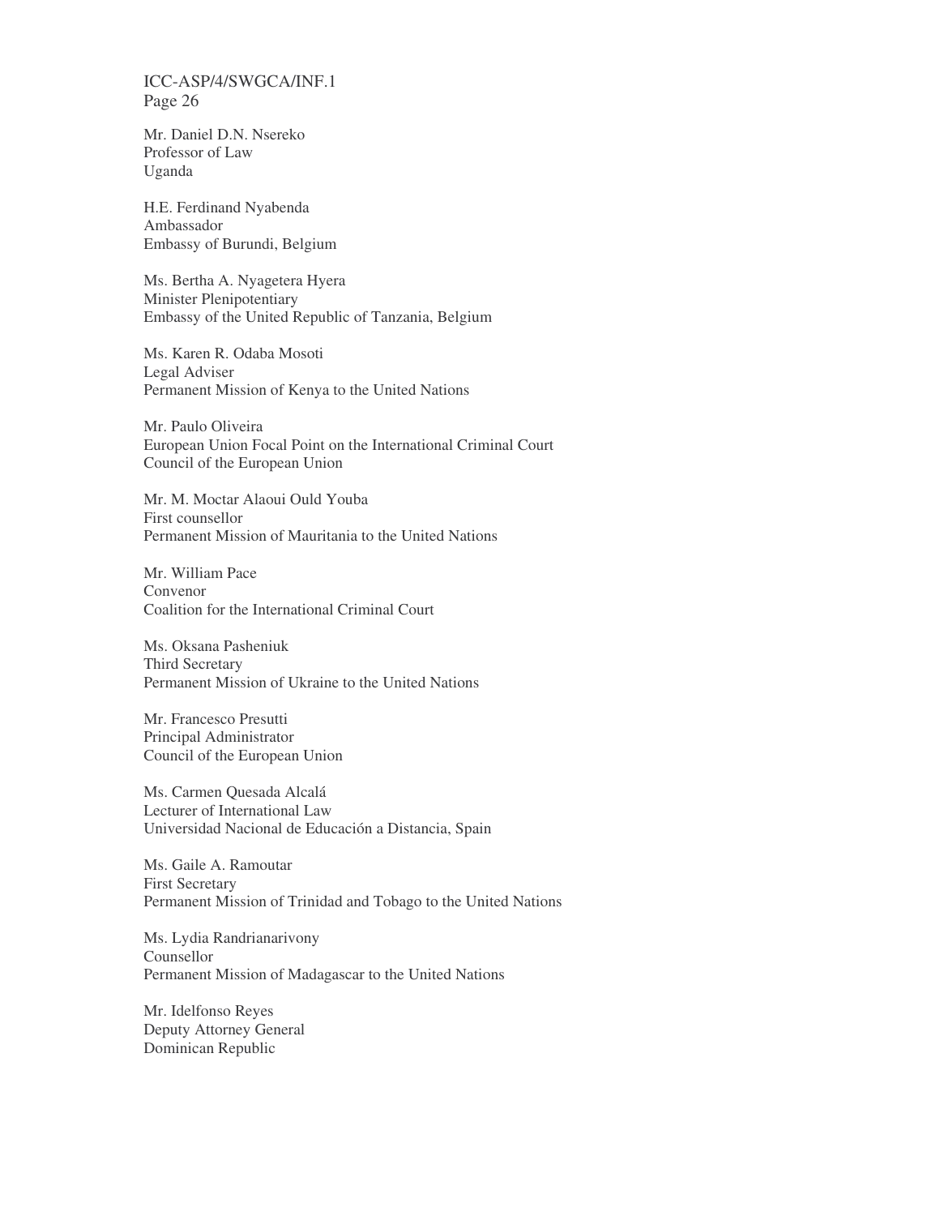Mr. Daniel D.N. Nsereko
Professor of Law
Uganda

H.E. Ferdinand Nyabenda
Ambassador
Embassy of Burundi, Belgium

Ms. Bertha A. Nyagetera Hyera
Minister Plenipotentiary
Embassy of the United Republic of Tanzania, Belgium

Ms. Karen R. Odaba Mosoti
Legal Adviser
Permanent Mission of Kenya to the United Nations

Mr. Paulo Oliveira
European Union Focal Point on the International Criminal Court
Council of the European Union

Mr. M. Moctar Alaoui Ould Youba
First counsellor
Permanent Mission of Mauritania to the United Nations

Mr. William Pace
Convenor
Coalition for the International Criminal Court

Ms. Oksana Pasheniuk
Third Secretary
Permanent Mission of Ukraine to the United Nations

Mr. Francesco Presutti
Principal Administrator
Council of the European Union

Ms. Carmen Quesada Alcalá
Lecturer of International Law
Universidad Nacional de Educación a Distancia, Spain

Ms. Gaile A. Ramoutar
First Secretary
Permanent Mission of Trinidad and Tobago to the United Nations

Ms. Lydia Randrianarivony
Counsellor
Permanent Mission of Madagascar to the United Nations

Mr. Idelfonso Reyes
Deputy Attorney General
Dominican Republic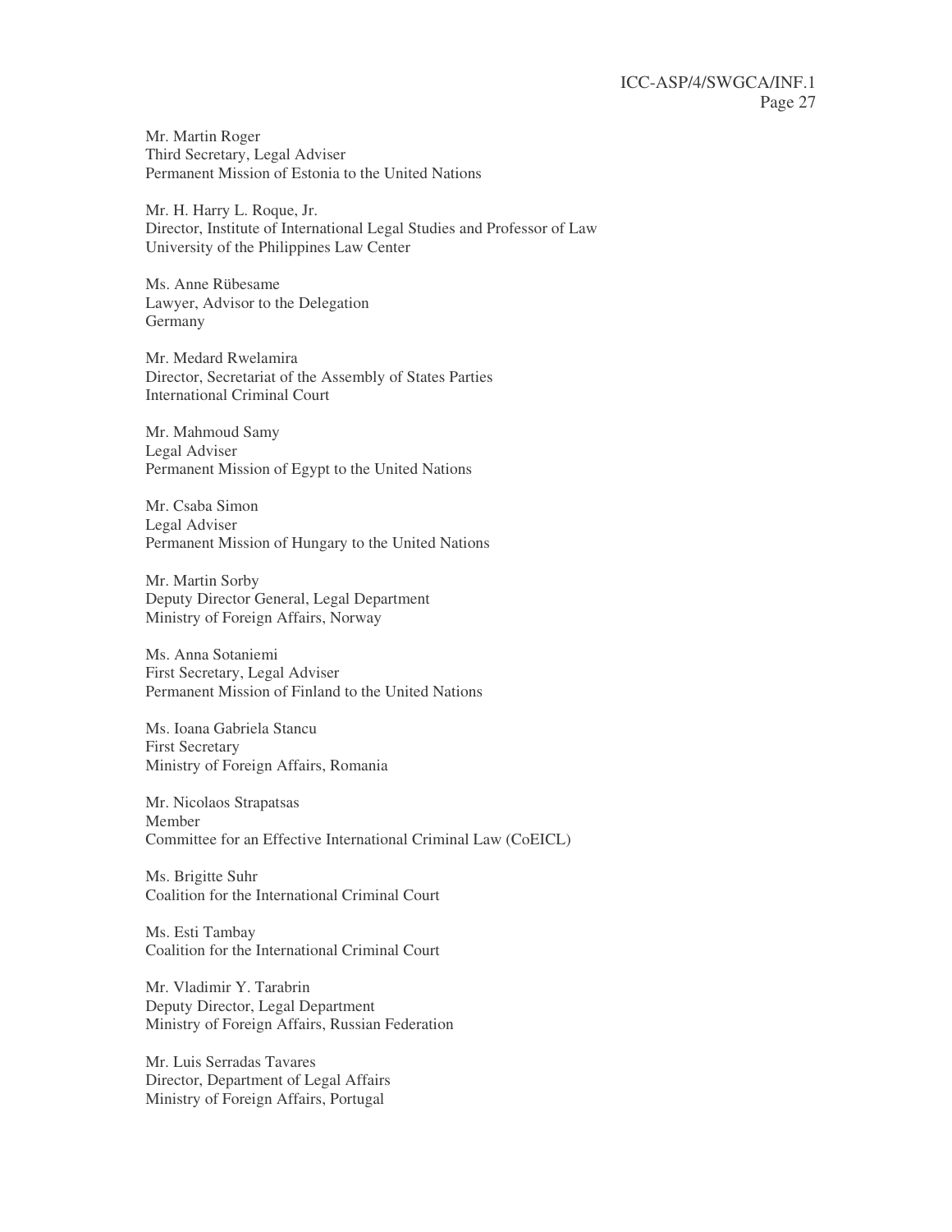Mr. Martin Roger
Third Secretary, Legal Adviser
Permanent Mission of Estonia to the United Nations

Mr. H. Harry L. Roque, Jr.
Director, Institute of International Legal Studies and Professor of Law
University of the Philippines Law Center

Ms. Anne Rübesame
Lawyer, Advisor to the Delegation
Germany

Mr. Medard Rwelamira
Director, Secretariat of the Assembly of States Parties
International Criminal Court

Mr. Mahmoud Samy
Legal Adviser
Permanent Mission of Egypt to the United Nations

Mr. Csaba Simon
Legal Adviser
Permanent Mission of Hungary to the United Nations

Mr. Martin Sorby
Deputy Director General, Legal Department
Ministry of Foreign Affairs, Norway

Ms. Anna Sotaniemi
First Secretary, Legal Adviser
Permanent Mission of Finland to the United Nations

Ms. Ioana Gabriela Stancu
First Secretary
Ministry of Foreign Affairs, Romania

Mr. Nicolaos Strapatsas
Member
Committee for an Effective International Criminal Law (CoEICL)

Ms. Brigitte Suhr
Coalition for the International Criminal Court

Ms. Esti Tambay
Coalition for the International Criminal Court

Mr. Vladimir Y. Tarabrin
Deputy Director, Legal Department
Ministry of Foreign Affairs, Russian Federation

Mr. Luis Serradas Tavares
Director, Department of Legal Affairs
Ministry of Foreign Affairs, Portugal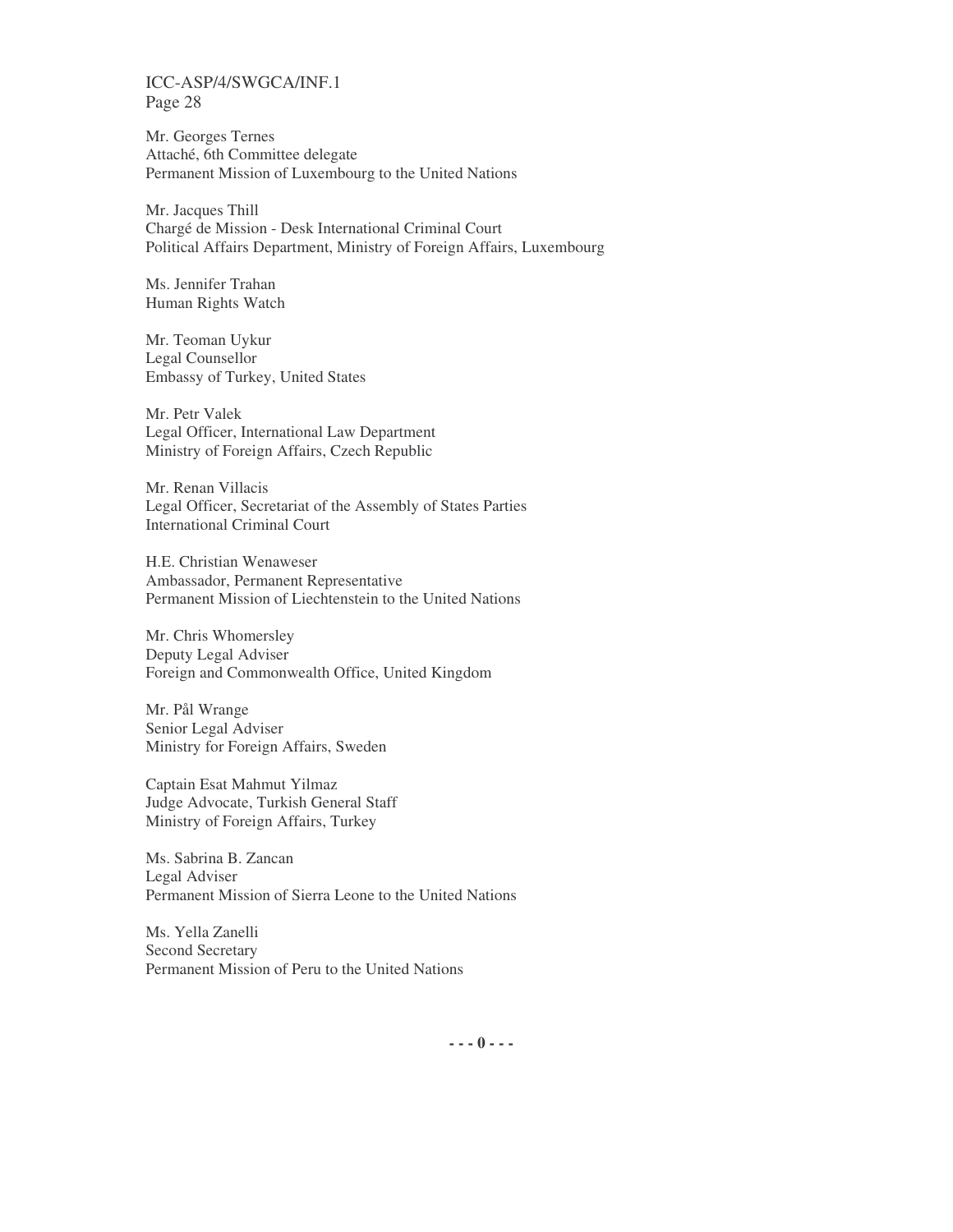Mr. Georges Ternes
Attaché, 6th Committee delegate
Permanent Mission of Luxembourg to the United Nations

Mr. Jacques Thill
Chargé de Mission - Desk International Criminal Court
Political Affairs Department, Ministry of Foreign Affairs, Luxembourg

Ms. Jennifer Trahan
Human Rights Watch

Mr. Teoman Uykur
Legal Counsellor
Embassy of Turkey, United States

Mr. Petr Valek
Legal Officer, International Law Department
Ministry of Foreign Affairs, Czech Republic

Mr. Renan Villacis
Legal Officer, Secretariat of the Assembly of States Parties
International Criminal Court

H.E. Christian Wenaweser
Ambassador, Permanent Representative
Permanent Mission of Liechtenstein to the United Nations

Mr. Chris Whomersley
Deputy Legal Adviser
Foreign and Commonwealth Office, United Kingdom

Mr. Pål Wrange
Senior Legal Adviser
Ministry for Foreign Affairs, Sweden

Captain Esat Mahmut Yilmaz
Judge Advocate, Turkish General Staff
Ministry of Foreign Affairs, Turkey

Ms. Sabrina B. Zancan
Legal Adviser
Permanent Mission of Sierra Leone to the United Nations

Ms. Yella Zanelli
Second Secretary
Permanent Mission of Peru to the United Nations

**- - - 0 - - -**